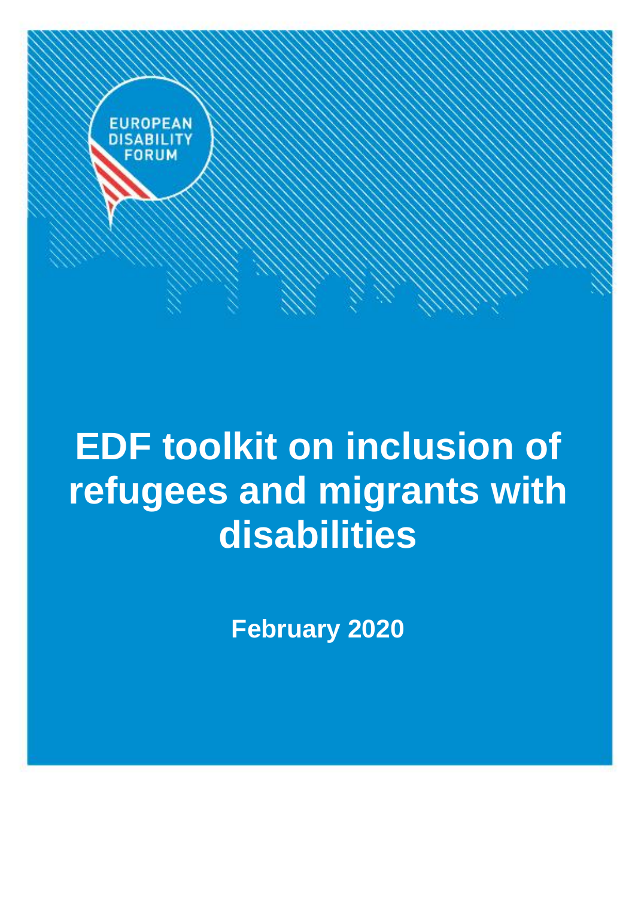EUROPEAN DISABILITY FORUM

# EDF toolkit on inclusion of refugees and migrants with disabilities

**February 2020**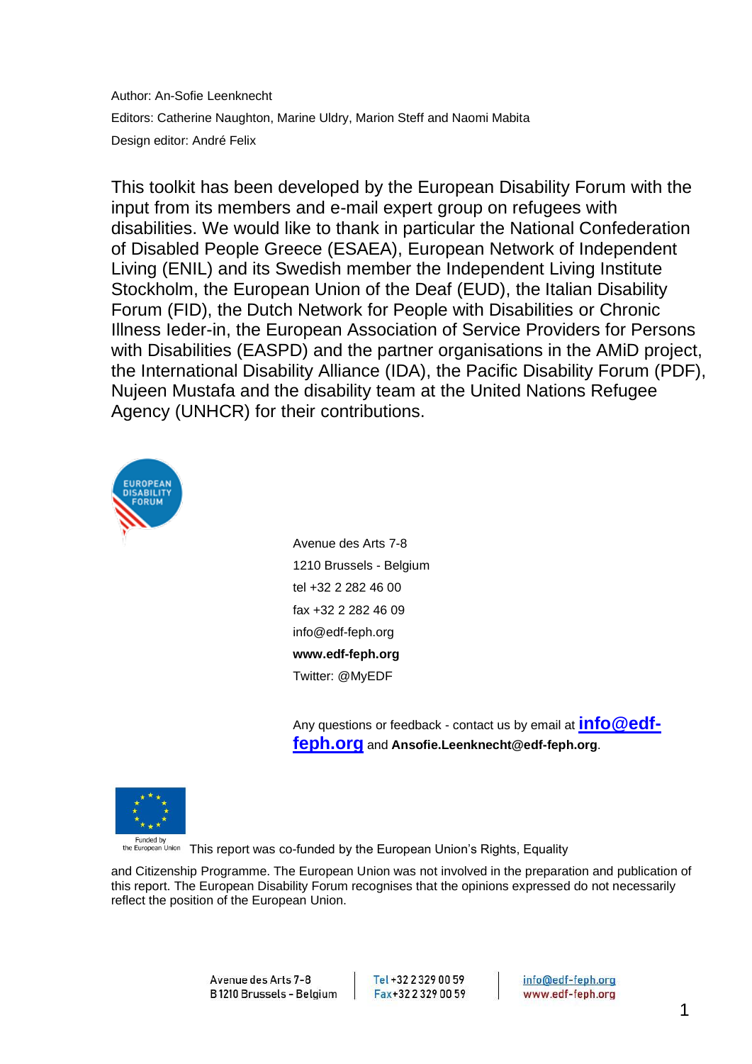Author: An-Sofie Leenknecht

Editors: Catherine Naughton, Marine Uldry, Marion Steff and Naomi Mabita

Design editor: André Felix

This toolkit has been developed by the European Disability Forum with the input from its members and e-mail expert group on refugees with disabilities. We would like to thank in particular the National Confederation of Disabled People Greece (ESAEA), European Network of Independent Living (ENIL) and its Swedish member the Independent Living Institute Stockholm, the European Union of the Deaf (EUD), the Italian Disability Forum (FID), the Dutch Network for People with Disabilities or Chronic Illness Ieder-in, the European Association of Service Providers for Persons with Disabilities (EASPD) and the partner organisations in the AMiD project, the International Disability Alliance (IDA), the Pacific Disability Forum (PDF), Nujeen Mustafa and the disability team at the United Nations Refugee Agency (UNHCR) for their contributions.

EUROPEAN DISABILITY FORUM

Avenue des Arts 7-8

1210 Brussels - Belgium

tel +32 2 282 46 00

fax +32 2 282 46 09

info@edf-feph.org

**www.edf-feph.org**

Twitter: @MyEDF

Any questions or feedback - contact us by email at **[info@edf-feph.org](mailto:info@edf-feph.org)** and **Ansofie.Leenknecht@edf-feph.org**.

Funded by the European Union

This report was co-funded by the European Union's Rights, Equality and Citizenship Programme. The European Union was not involved in the preparation and publication of this report. The European Disability Forum recognises that the opinions expressed do not necessarily reflect the position of the European Union.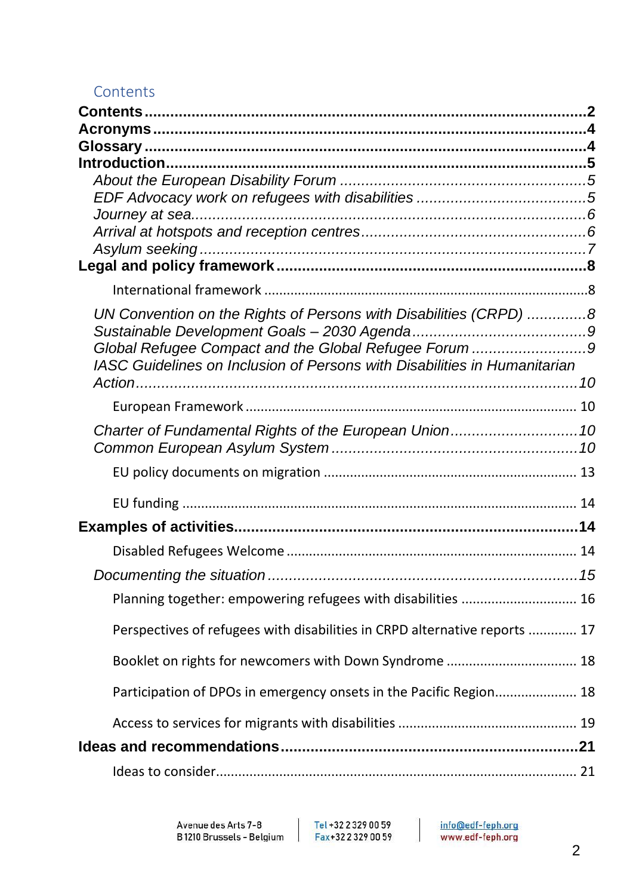## Contents

**Contents** .......... **2**
**Acronyms** .......... **4**
**Glossary** .......... **4**
**Introduction** .......... **5**
- *About the European Disability Forum* .......... *5*
- *EDF Advocacy work on refugees with disabilities* .......... *5*
- *Journey at sea* .......... *6*
- *Arrival at hotspots and reception centres* .......... *6*
- *Asylum seeking* .......... *7*

**Legal and policy framework** .......... **8**
- International framework .......... 8
  - *UN Convention on the Rights of Persons with Disabilities (CRPD)* .......... *8*
  - *Sustainable Development Goals – 2030 Agenda* .......... *9*
  - *Global Refugee Compact and the Global Refugee Forum* .......... *9*
  - *IASC Guidelines on Inclusion of Persons with Disabilities in Humanitarian Action* .......... *10*
- European Framework .......... 10
  - *Charter of Fundamental Rights of the European Union* .......... *10*
  - *Common European Asylum System* .......... *10*
- EU policy documents on migration .......... 13
- EU funding .......... 14

**Examples of activities** .......... **14**
- Disabled Refugees Welcome .......... 14
  - *Documenting the situation* .......... *15*
- Planning together: empowering refugees with disabilities .......... 16
- Perspectives of refugees with disabilities in CRPD alternative reports .......... 17
- Booklet on rights for newcomers with Down Syndrome .......... 18
- Participation of DPOs in emergency onsets in the Pacific Region .......... 18
- Access to services for migrants with disabilities .......... 19

**Ideas and recommendations** .......... **21**
- Ideas to consider .......... 21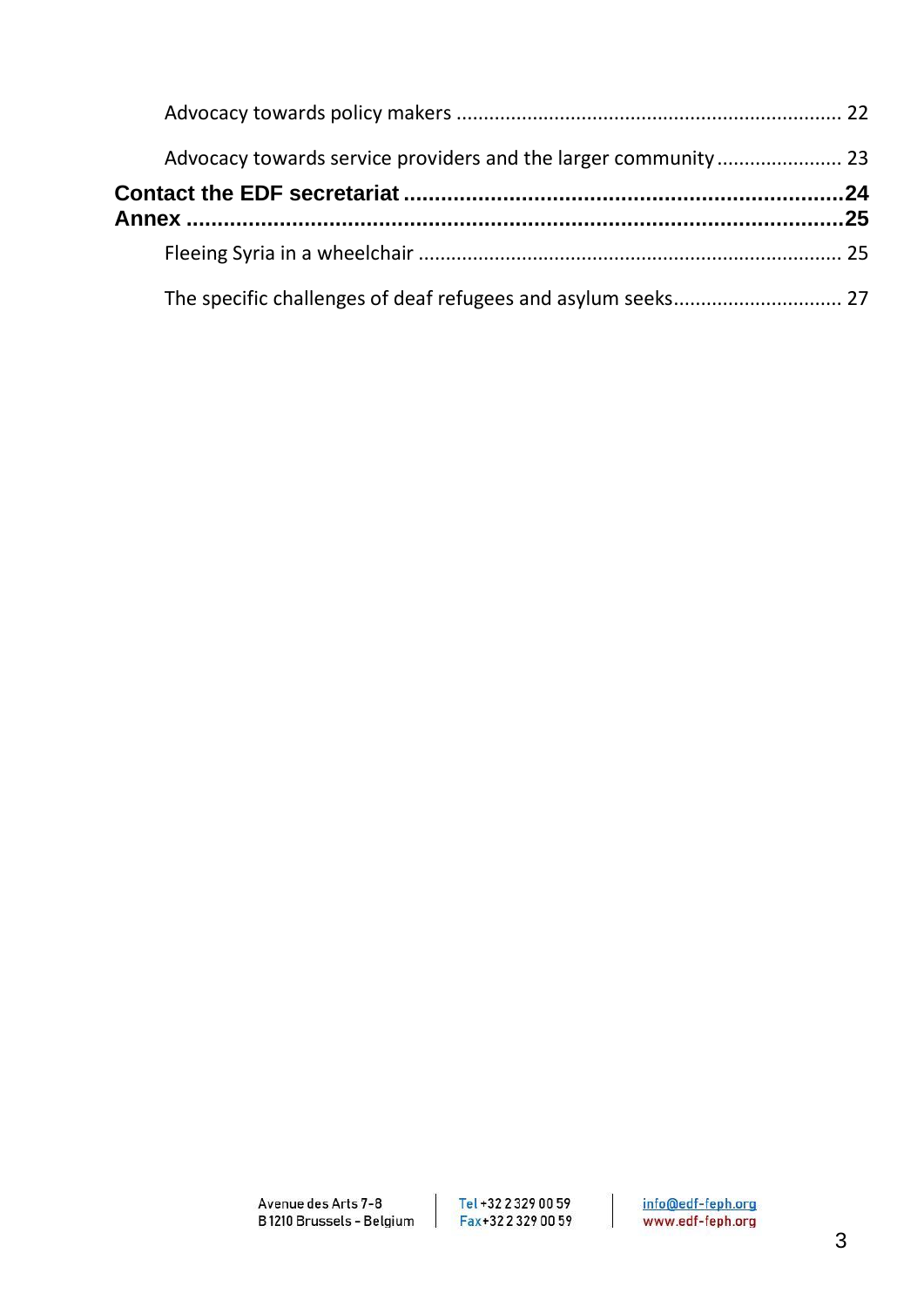Advocacy towards policy makers ........................................................................ 22

Advocacy towards service providers and the larger community ....................... 23

**Contact the EDF secretariat .......................................................................24**

**Annex ..........................................................................................................25**

Fleeing Syria in a wheelchair ............................................................................ 25

The specific challenges of deaf refugees and asylum seeks............................... 27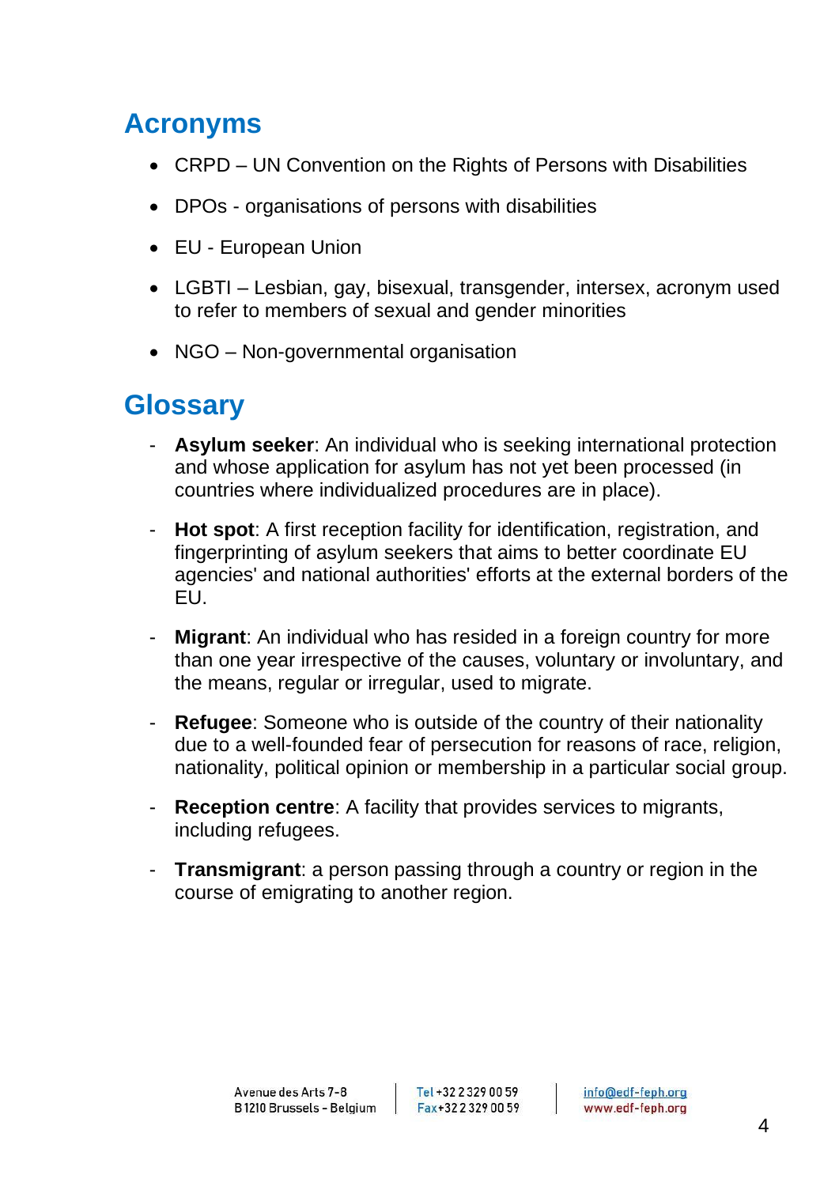## Acronyms

- CRPD – UN Convention on the Rights of Persons with Disabilities
- DPOs - organisations of persons with disabilities
- EU - European Union
- LGBTI – Lesbian, gay, bisexual, transgender, intersex, acronym used to refer to members of sexual and gender minorities
- NGO – Non-governmental organisation

## Glossary

- **Asylum seeker**: An individual who is seeking international protection and whose application for asylum has not yet been processed (in countries where individualized procedures are in place).
- **Hot spot**: A first reception facility for identification, registration, and fingerprinting of asylum seekers that aims to better coordinate EU agencies' and national authorities' efforts at the external borders of the EU.
- **Migrant**: An individual who has resided in a foreign country for more than one year irrespective of the causes, voluntary or involuntary, and the means, regular or irregular, used to migrate.
- **Refugee**: Someone who is outside of the country of their nationality due to a well-founded fear of persecution for reasons of race, religion, nationality, political opinion or membership in a particular social group.
- **Reception centre**: A facility that provides services to migrants, including refugees.
- **Transmigrant**: a person passing through a country or region in the course of emigrating to another region.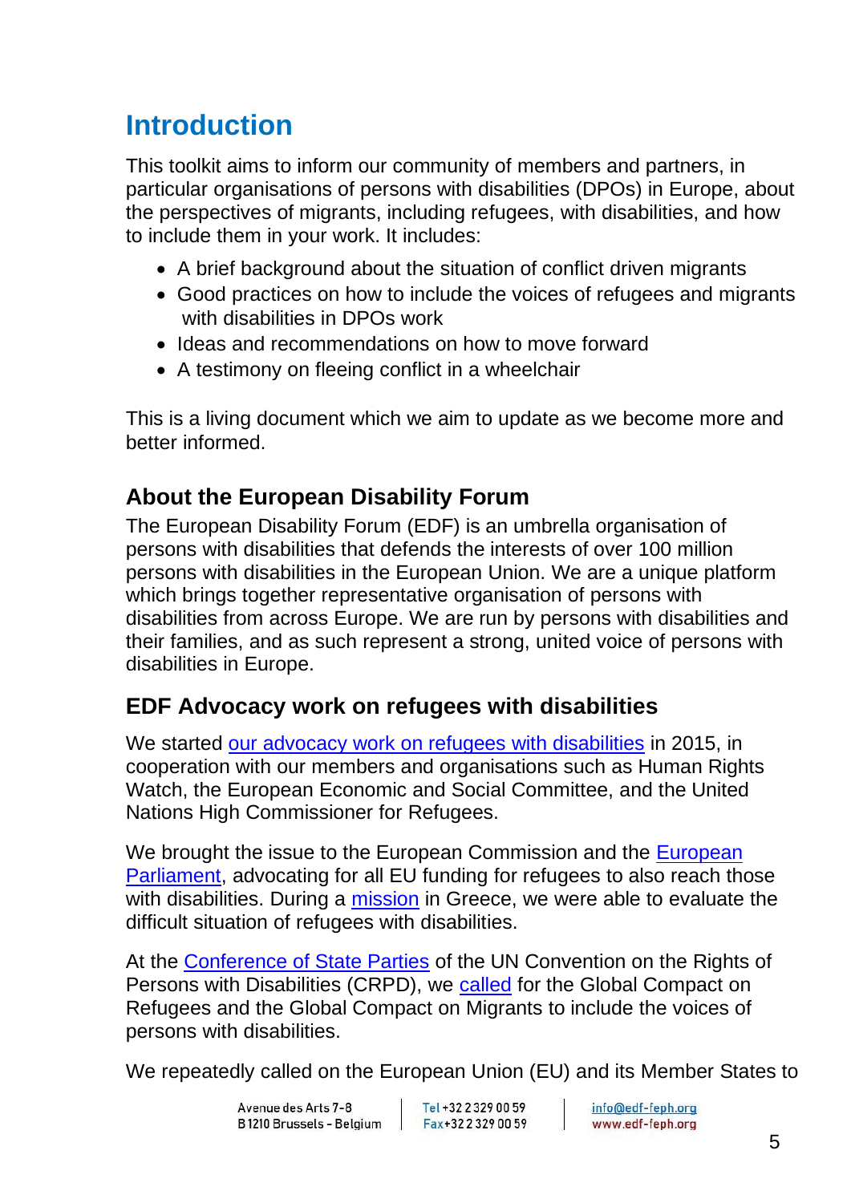# Introduction

This toolkit aims to inform our community of members and partners, in particular organisations of persons with disabilities (DPOs) in Europe, about the perspectives of migrants, including refugees, with disabilities, and how to include them in your work. It includes:

- A brief background about the situation of conflict driven migrants
- Good practices on how to include the voices of refugees and migrants with disabilities in DPOs work
- Ideas and recommendations on how to move forward
- A testimony on fleeing conflict in a wheelchair

This is a living document which we aim to update as we become more and better informed.

## About the European Disability Forum

The European Disability Forum (EDF) is an umbrella organisation of persons with disabilities that defends the interests of over 100 million persons with disabilities in the European Union. We are a unique platform which brings together representative organisation of persons with disabilities from across Europe. We are run by persons with disabilities and their families, and as such represent a strong, united voice of persons with disabilities in Europe.

## EDF Advocacy work on refugees with disabilities

We started our advocacy work on refugees with disabilities in 2015, in cooperation with our members and organisations such as Human Rights Watch, the European Economic and Social Committee, and the United Nations High Commissioner for Refugees.

We brought the issue to the European Commission and the European Parliament, advocating for all EU funding for refugees to also reach those with disabilities. During a mission in Greece, we were able to evaluate the difficult situation of refugees with disabilities.

At the Conference of State Parties of the UN Convention on the Rights of Persons with Disabilities (CRPD), we called for the Global Compact on Refugees and the Global Compact on Migrants to include the voices of persons with disabilities.

We repeatedly called on the European Union (EU) and its Member States to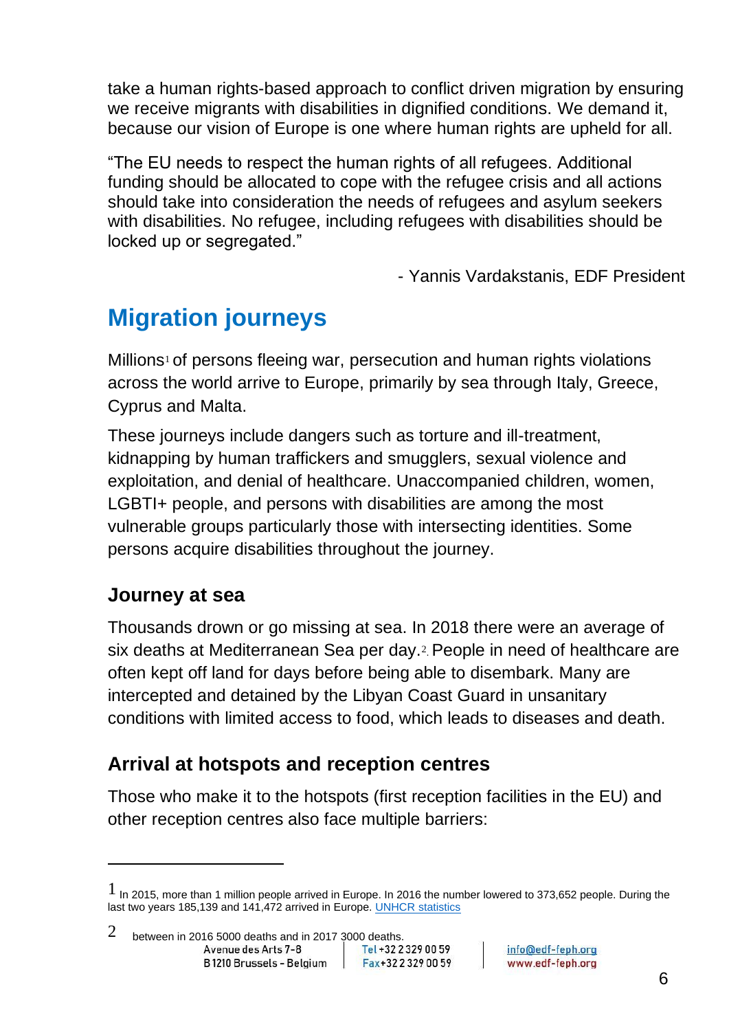take a human rights-based approach to conflict driven migration by ensuring we receive migrants with disabilities in dignified conditions. We demand it, because our vision of Europe is one where human rights are upheld for all.

"The EU needs to respect the human rights of all refugees. Additional funding should be allocated to cope with the refugee crisis and all actions should take into consideration the needs of refugees and asylum seekers with disabilities. No refugee, including refugees with disabilities should be locked up or segregated."

- Yannis Vardakstanis, EDF President

## Migration journeys

Millions[1] of persons fleeing war, persecution and human rights violations across the world arrive to Europe, primarily by sea through Italy, Greece, Cyprus and Malta.

These journeys include dangers such as torture and ill-treatment, kidnapping by human traffickers and smugglers, sexual violence and exploitation, and denial of healthcare. Unaccompanied children, women, LGBTI+ people, and persons with disabilities are among the most vulnerable groups particularly those with intersecting identities. Some persons acquire disabilities throughout the journey.

### Journey at sea

Thousands drown or go missing at sea. In 2018 there were an average of six deaths at Mediterranean Sea per day.[2]. People in need of healthcare are often kept off land for days before being able to disembark. Many are intercepted and detained by the Libyan Coast Guard in unsanitary conditions with limited access to food, which leads to diseases and death.

### Arrival at hotspots and reception centres

Those who make it to the hotspots (first reception facilities in the EU) and other reception centres also face multiple barriers:

---

[1] In 2015, more than 1 million people arrived in Europe. In 2016 the number lowered to 373,652 people. During the last two years 185,139 and 141,472 arrived in Europe. [UNHCR statistics]

[2] between in 2016 5000 deaths and in 2017 3000 deaths.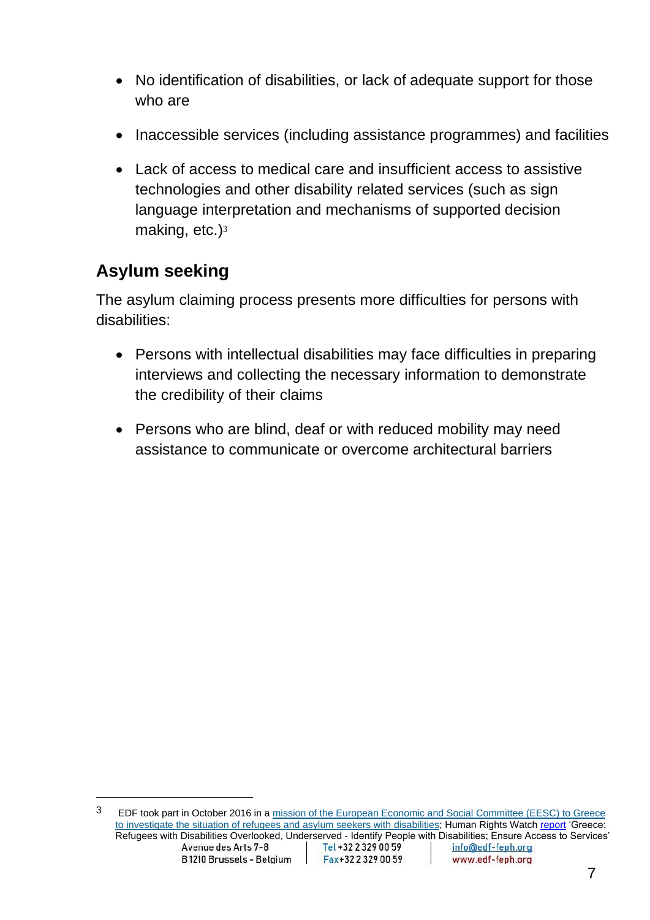- No identification of disabilities, or lack of adequate support for those who are
- Inaccessible services (including assistance programmes) and facilities
- Lack of access to medical care and insufficient access to assistive technologies and other disability related services (such as sign language interpretation and mechanisms of supported decision making, etc.)[3]

## Asylum seeking

The asylum claiming process presents more difficulties for persons with disabilities:

- Persons with intellectual disabilities may face difficulties in preparing interviews and collecting the necessary information to demonstrate the credibility of their claims
- Persons who are blind, deaf or with reduced mobility may need assistance to communicate or overcome architectural barriers

---

[3] EDF took part in October 2016 in a mission of the European Economic and Social Committee (EESC) to Greece to investigate the situation of refugees and asylum seekers with disabilities; Human Rights Watch report 'Greece: Refugees with Disabilities Overlooked, Underserved - Identify People with Disabilities; Ensure Access to Services'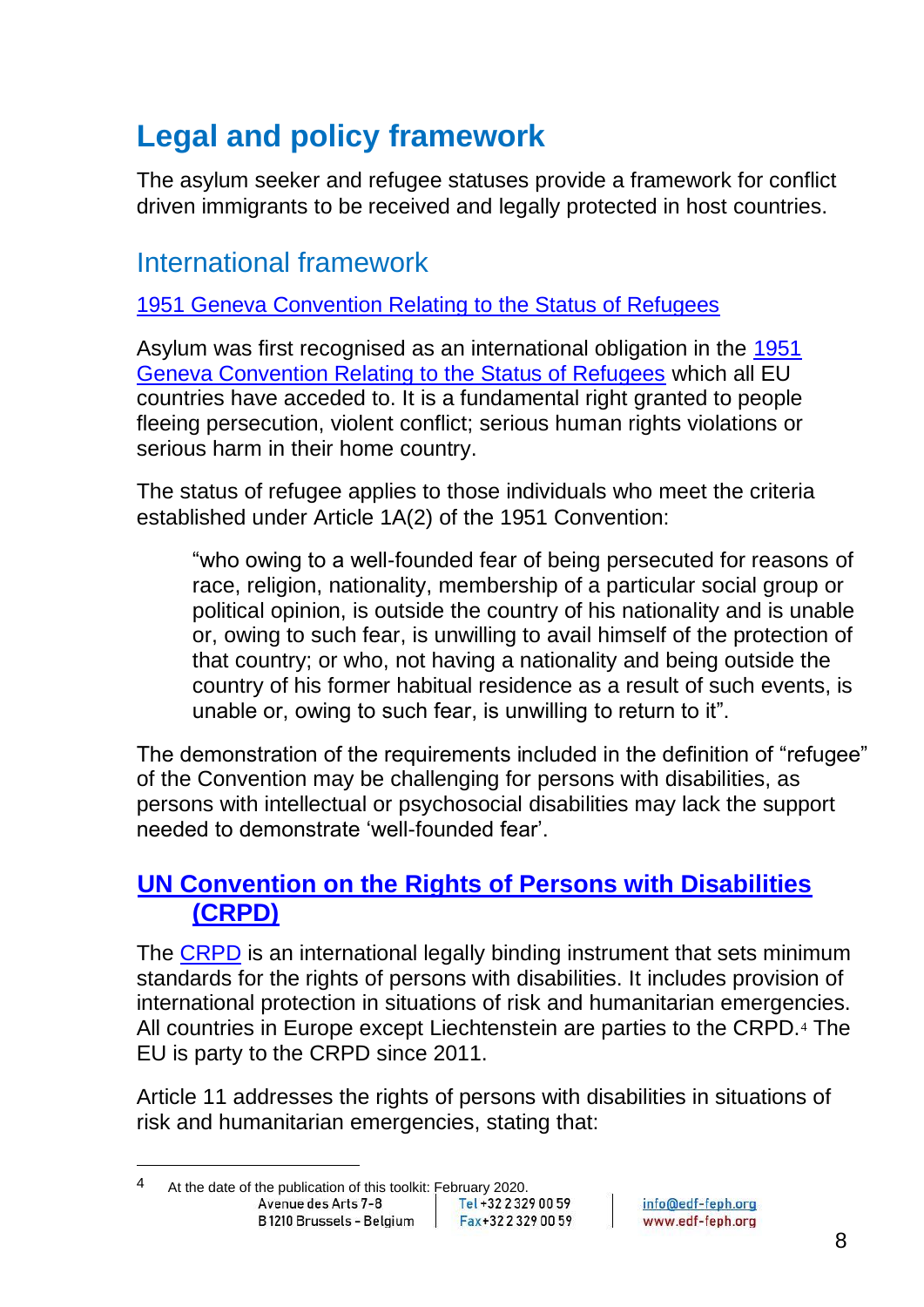# Legal and policy framework

The asylum seeker and refugee statuses provide a framework for conflict driven immigrants to be received and legally protected in host countries.

## International framework

### 1951 Geneva Convention Relating to the Status of Refugees

Asylum was first recognised as an international obligation in the 1951 Geneva Convention Relating to the Status of Refugees which all EU countries have acceded to. It is a fundamental right granted to people fleeing persecution, violent conflict; serious human rights violations or serious harm in their home country.

The status of refugee applies to those individuals who meet the criteria established under Article 1A(2) of the 1951 Convention:

> "who owing to a well-founded fear of being persecuted for reasons of race, religion, nationality, membership of a particular social group or political opinion, is outside the country of his nationality and is unable or, owing to such fear, is unwilling to avail himself of the protection of that country; or who, not having a nationality and being outside the country of his former habitual residence as a result of such events, is unable or, owing to such fear, is unwilling to return to it".

The demonstration of the requirements included in the definition of "refugee" of the Convention may be challenging for persons with disabilities, as persons with intellectual or psychosocial disabilities may lack the support needed to demonstrate 'well-founded fear'.

### **UN Convention on the Rights of Persons with Disabilities (CRPD)**

The CRPD is an international legally binding instrument that sets minimum standards for the rights of persons with disabilities. It includes provision of international protection in situations of risk and humanitarian emergencies. All countries in Europe except Liechtenstein are parties to the CRPD.[4] The EU is party to the CRPD since 2011.

Article 11 addresses the rights of persons with disabilities in situations of risk and humanitarian emergencies, stating that:

---

[4] At the date of the publication of this toolkit: February 2020.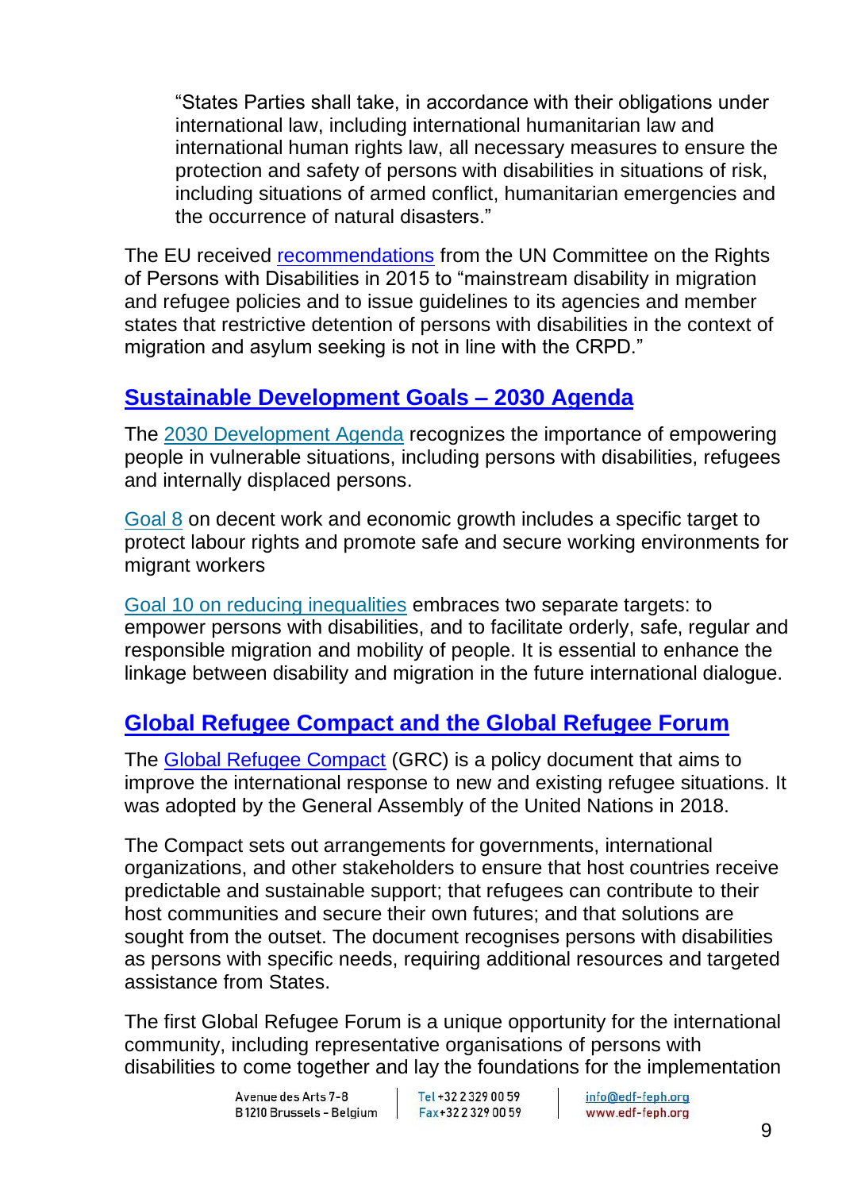> "States Parties shall take, in accordance with their obligations under international law, including international humanitarian law and international human rights law, all necessary measures to ensure the protection and safety of persons with disabilities in situations of risk, including situations of armed conflict, humanitarian emergencies and the occurrence of natural disasters."

The EU received recommendations from the UN Committee on the Rights of Persons with Disabilities in 2015 to "mainstream disability in migration and refugee policies and to issue guidelines to its agencies and member states that restrictive detention of persons with disabilities in the context of migration and asylum seeking is not in line with the CRPD."

## Sustainable Development Goals – 2030 Agenda

The 2030 Development Agenda recognizes the importance of empowering people in vulnerable situations, including persons with disabilities, refugees and internally displaced persons.

Goal 8 on decent work and economic growth includes a specific target to protect labour rights and promote safe and secure working environments for migrant workers

Goal 10 on reducing inequalities embraces two separate targets: to empower persons with disabilities, and to facilitate orderly, safe, regular and responsible migration and mobility of people. It is essential to enhance the linkage between disability and migration in the future international dialogue.

## Global Refugee Compact and the Global Refugee Forum

The Global Refugee Compact (GRC) is a policy document that aims to improve the international response to new and existing refugee situations. It was adopted by the General Assembly of the United Nations in 2018.

The Compact sets out arrangements for governments, international organizations, and other stakeholders to ensure that host countries receive predictable and sustainable support; that refugees can contribute to their host communities and secure their own futures; and that solutions are sought from the outset. The document recognises persons with disabilities as persons with specific needs, requiring additional resources and targeted assistance from States.

The first Global Refugee Forum is a unique opportunity for the international community, including representative organisations of persons with disabilities to come together and lay the foundations for the implementation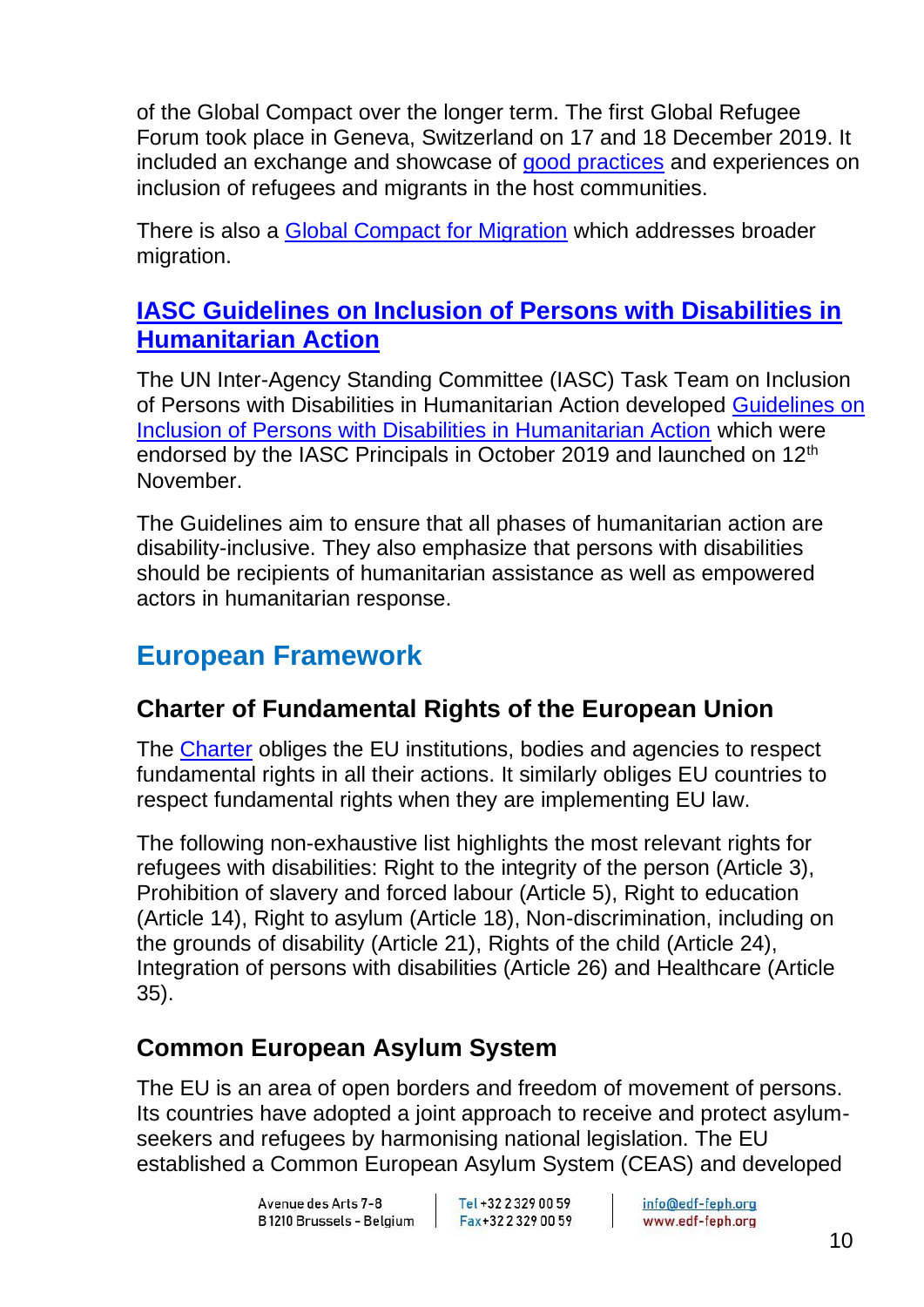of the Global Compact over the longer term. The first Global Refugee Forum took place in Geneva, Switzerland on 17 and 18 December 2019. It included an exchange and showcase of good practices and experiences on inclusion of refugees and migrants in the host communities.

There is also a Global Compact for Migration which addresses broader migration.

### IASC Guidelines on Inclusion of Persons with Disabilities in Humanitarian Action

The UN Inter-Agency Standing Committee (IASC) Task Team on Inclusion of Persons with Disabilities in Humanitarian Action developed Guidelines on Inclusion of Persons with Disabilities in Humanitarian Action which were endorsed by the IASC Principals in October 2019 and launched on 12th November.

The Guidelines aim to ensure that all phases of humanitarian action are disability-inclusive. They also emphasize that persons with disabilities should be recipients of humanitarian assistance as well as empowered actors in humanitarian response.

## European Framework

### Charter of Fundamental Rights of the European Union

The Charter obliges the EU institutions, bodies and agencies to respect fundamental rights in all their actions. It similarly obliges EU countries to respect fundamental rights when they are implementing EU law.

The following non-exhaustive list highlights the most relevant rights for refugees with disabilities: Right to the integrity of the person (Article 3), Prohibition of slavery and forced labour (Article 5), Right to education (Article 14), Right to asylum (Article 18), Non-discrimination, including on the grounds of disability (Article 21), Rights of the child (Article 24), Integration of persons with disabilities (Article 26) and Healthcare (Article 35).

### Common European Asylum System

The EU is an area of open borders and freedom of movement of persons. Its countries have adopted a joint approach to receive and protect asylum-seekers and refugees by harmonising national legislation. The EU established a Common European Asylum System (CEAS) and developed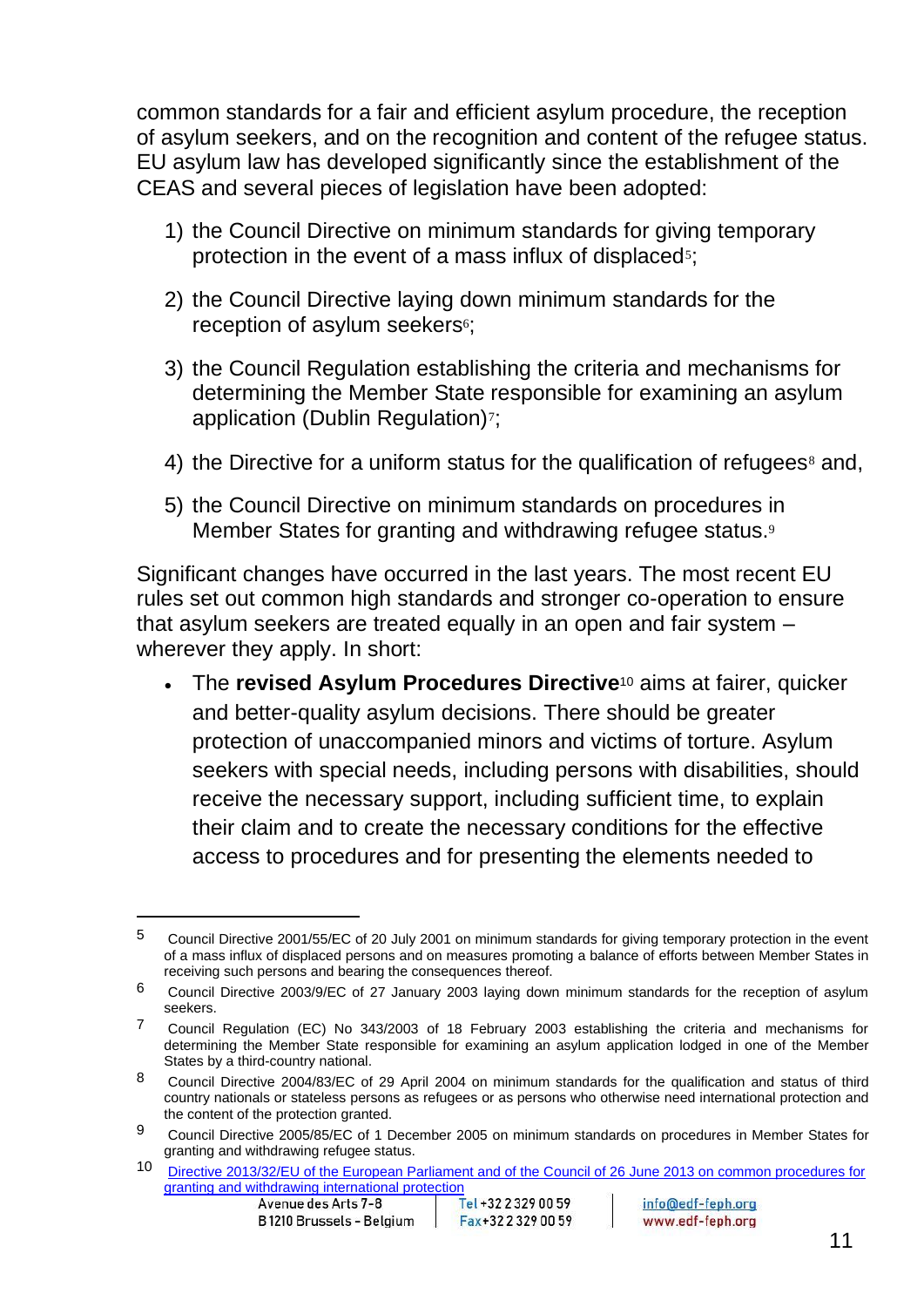common standards for a fair and efficient asylum procedure, the reception of asylum seekers, and on the recognition and content of the refugee status. EU asylum law has developed significantly since the establishment of the CEAS and several pieces of legislation have been adopted:

1) the Council Directive on minimum standards for giving temporary protection in the event of a mass influx of displaced[5];
2) the Council Directive laying down minimum standards for the reception of asylum seekers[6];
3) the Council Regulation establishing the criteria and mechanisms for determining the Member State responsible for examining an asylum application (Dublin Regulation)[7];
4) the Directive for a uniform status for the qualification of refugees[8] and,
5) the Council Directive on minimum standards on procedures in Member States for granting and withdrawing refugee status.[9]

Significant changes have occurred in the last years. The most recent EU rules set out common high standards and stronger co-operation to ensure that asylum seekers are treated equally in an open and fair system – wherever they apply. In short:

- The **revised Asylum Procedures Directive**[10] aims at fairer, quicker and better-quality asylum decisions. There should be greater protection of unaccompanied minors and victims of torture. Asylum seekers with special needs, including persons with disabilities, should receive the necessary support, including sufficient time, to explain their claim and to create the necessary conditions for the effective access to procedures and for presenting the elements needed to

---

5 Council Directive 2001/55/EC of 20 July 2001 on minimum standards for giving temporary protection in the event of a mass influx of displaced persons and on measures promoting a balance of efforts between Member States in receiving such persons and bearing the consequences thereof.

6 Council Directive 2003/9/EC of 27 January 2003 laying down minimum standards for the reception of asylum seekers.

7 Council Regulation (EC) No 343/2003 of 18 February 2003 establishing the criteria and mechanisms for determining the Member State responsible for examining an asylum application lodged in one of the Member States by a third-country national.

8 Council Directive 2004/83/EC of 29 April 2004 on minimum standards for the qualification and status of third country nationals or stateless persons as refugees or as persons who otherwise need international protection and the content of the protection granted.

9 Council Directive 2005/85/EC of 1 December 2005 on minimum standards on procedures in Member States for granting and withdrawing refugee status.

10 Directive 2013/32/EU of the European Parliament and of the Council of 26 June 2013 on common procedures for granting and withdrawing international protection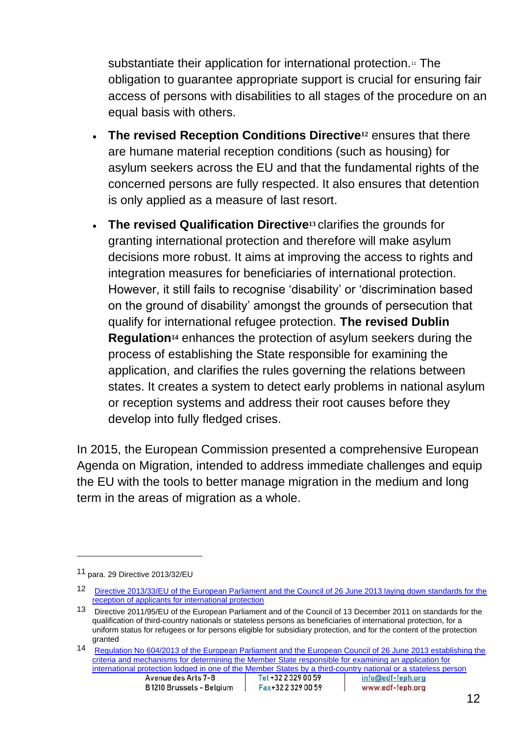substantiate their application for international protection.[11] The obligation to guarantee appropriate support is crucial for ensuring fair access of persons with disabilities to all stages of the procedure on an equal basis with others.

- **The revised Reception Conditions Directive**[12] ensures that there are humane material reception conditions (such as housing) for asylum seekers across the EU and that the fundamental rights of the concerned persons are fully respected. It also ensures that detention is only applied as a measure of last resort.
- **The revised Qualification Directive**[13] clarifies the grounds for granting international protection and therefore will make asylum decisions more robust. It aims at improving the access to rights and integration measures for beneficiaries of international protection. However, it still fails to recognise 'disability' or 'discrimination based on the ground of disability' amongst the grounds of persecution that qualify for international refugee protection. **The revised Dublin Regulation**[14] enhances the protection of asylum seekers during the process of establishing the State responsible for examining the application, and clarifies the rules governing the relations between states. It creates a system to detect early problems in national asylum or reception systems and address their root causes before they develop into fully fledged crises.

In 2015, the European Commission presented a comprehensive European Agenda on Migration, intended to address immediate challenges and equip the EU with the tools to better manage migration in the medium and long term in the areas of migration as a whole.

---

[11] para. 29 Directive 2013/32/EU

[12] Directive 2013/33/EU of the European Parliament and the Council of 26 June 2013 laying down standards for the reception of applicants for international protection

[13] Directive 2011/95/EU of the European Parliament and of the Council of 13 December 2011 on standards for the qualification of third-country nationals or stateless persons as beneficiaries of international protection, for a uniform status for refugees or for persons eligible for subsidiary protection, and for the content of the protection granted

[14] Regulation No 604/2013 of the European Parliament and the European Council of 26 June 2013 establishing the criteria and mechanisms for determining the Member State responsible for examining an application for international protection lodged in one of the Member States by a third-country national or a stateless person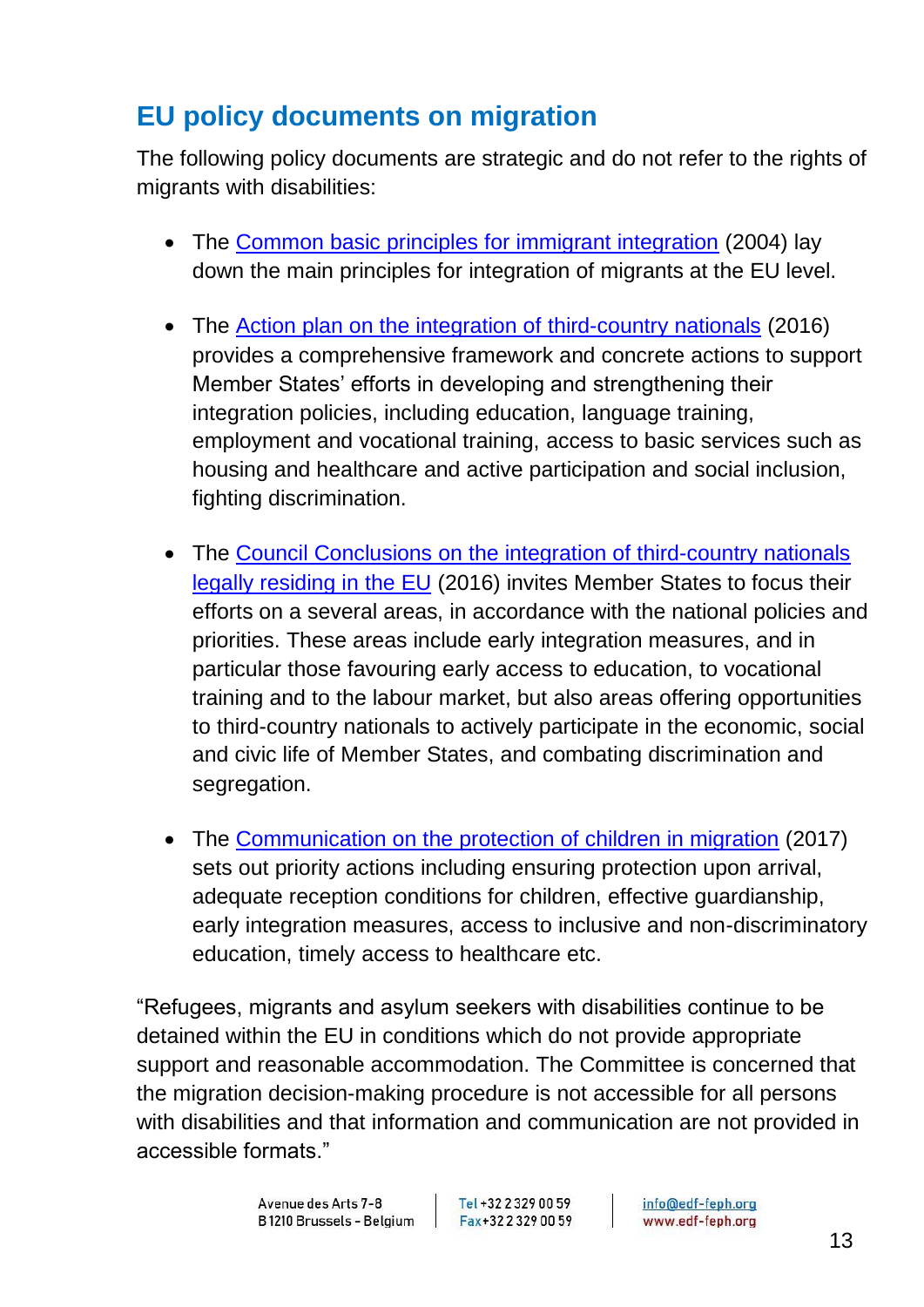## EU policy documents on migration

The following policy documents are strategic and do not refer to the rights of migrants with disabilities:

- The Common basic principles for immigrant integration (2004) lay down the main principles for integration of migrants at the EU level.

- The Action plan on the integration of third-country nationals (2016) provides a comprehensive framework and concrete actions to support Member States' efforts in developing and strengthening their integration policies, including education, language training, employment and vocational training, access to basic services such as housing and healthcare and active participation and social inclusion, fighting discrimination.

- The Council Conclusions on the integration of third-country nationals legally residing in the EU (2016) invites Member States to focus their efforts on a several areas, in accordance with the national policies and priorities. These areas include early integration measures, and in particular those favouring early access to education, to vocational training and to the labour market, but also areas offering opportunities to third-country nationals to actively participate in the economic, social and civic life of Member States, and combating discrimination and segregation.

- The Communication on the protection of children in migration (2017) sets out priority actions including ensuring protection upon arrival, adequate reception conditions for children, effective guardianship, early integration measures, access to inclusive and non-discriminatory education, timely access to healthcare etc.

"Refugees, migrants and asylum seekers with disabilities continue to be detained within the EU in conditions which do not provide appropriate support and reasonable accommodation. The Committee is concerned that the migration decision-making procedure is not accessible for all persons with disabilities and that information and communication are not provided in accessible formats."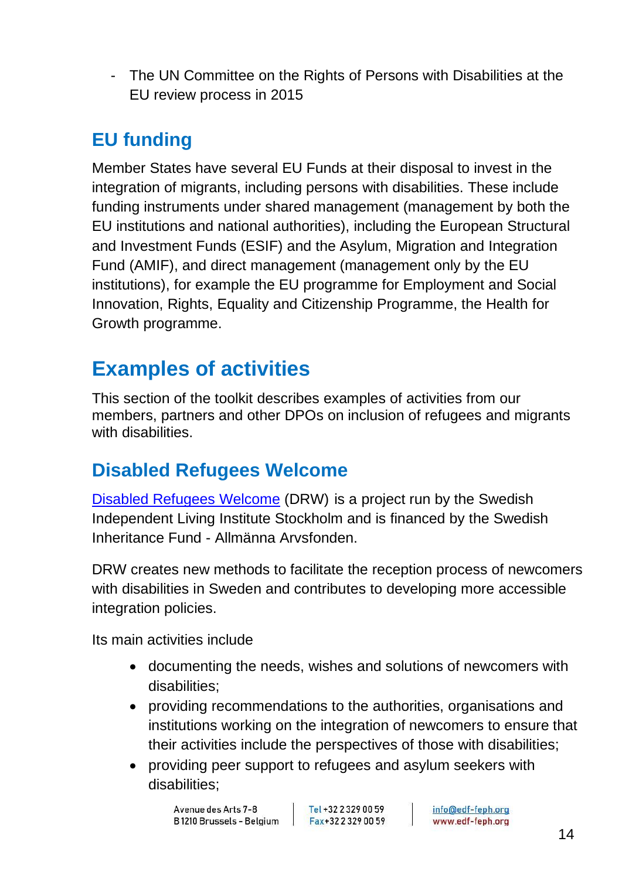- The UN Committee on the Rights of Persons with Disabilities at the EU review process in 2015

## EU funding

Member States have several EU Funds at their disposal to invest in the integration of migrants, including persons with disabilities. These include funding instruments under shared management (management by both the EU institutions and national authorities), including the European Structural and Investment Funds (ESIF) and the Asylum, Migration and Integration Fund (AMIF), and direct management (management only by the EU institutions), for example the EU programme for Employment and Social Innovation, Rights, Equality and Citizenship Programme, the Health for Growth programme.

# Examples of activities

This section of the toolkit describes examples of activities from our members, partners and other DPOs on inclusion of refugees and migrants with disabilities.

## Disabled Refugees Welcome

Disabled Refugees Welcome (DRW) is a project run by the Swedish Independent Living Institute Stockholm and is financed by the Swedish Inheritance Fund - Allmänna Arvsfonden.

DRW creates new methods to facilitate the reception process of newcomers with disabilities in Sweden and contributes to developing more accessible integration policies.

Its main activities include

- documenting the needs, wishes and solutions of newcomers with disabilities;
- providing recommendations to the authorities, organisations and institutions working on the integration of newcomers to ensure that their activities include the perspectives of those with disabilities;
- providing peer support to refugees and asylum seekers with disabilities;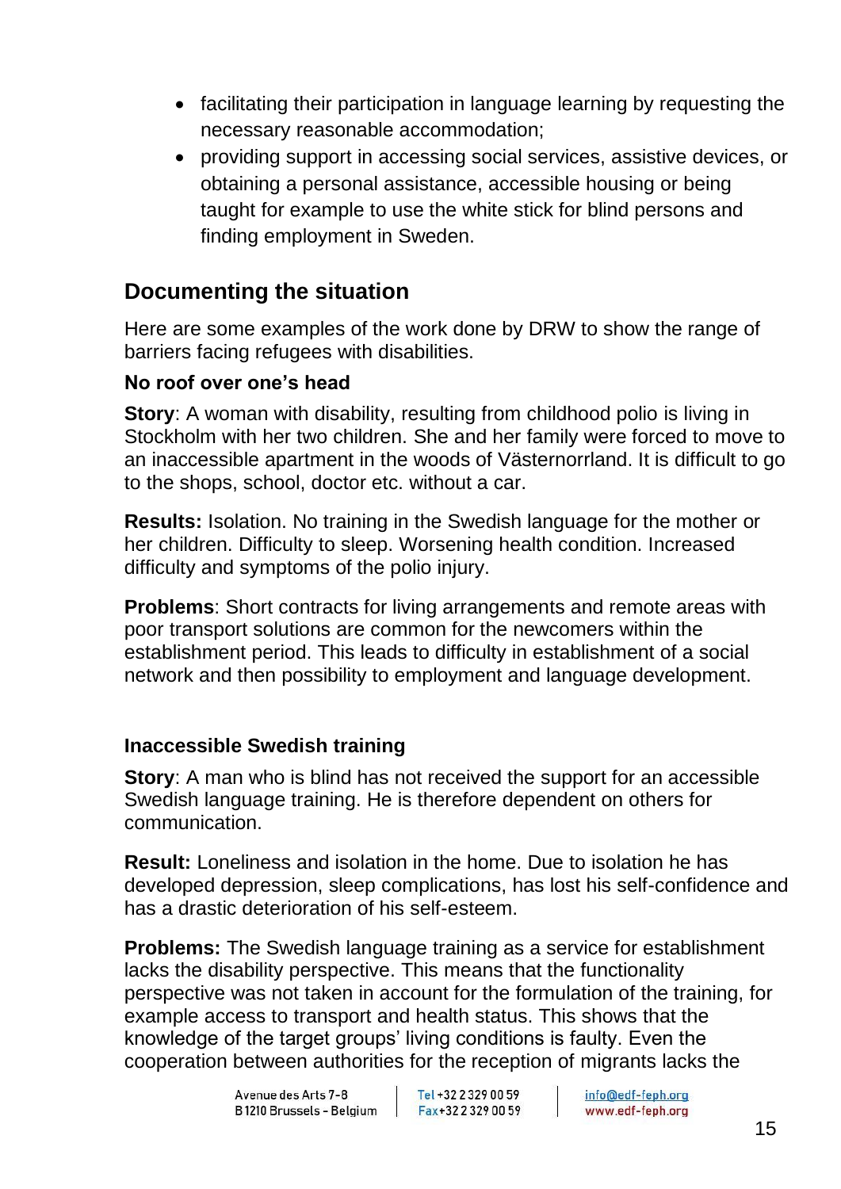- facilitating their participation in language learning by requesting the necessary reasonable accommodation;
- providing support in accessing social services, assistive devices, or obtaining a personal assistance, accessible housing or being taught for example to use the white stick for blind persons and finding employment in Sweden.

## Documenting the situation

Here are some examples of the work done by DRW to show the range of barriers facing refugees with disabilities.

### No roof over one's head

**Story**: A woman with disability, resulting from childhood polio is living in Stockholm with her two children. She and her family were forced to move to an inaccessible apartment in the woods of Västernorrland. It is difficult to go to the shops, school, doctor etc. without a car.

**Results:** Isolation. No training in the Swedish language for the mother or her children. Difficulty to sleep. Worsening health condition. Increased difficulty and symptoms of the polio injury.

**Problems**: Short contracts for living arrangements and remote areas with poor transport solutions are common for the newcomers within the establishment period. This leads to difficulty in establishment of a social network and then possibility to employment and language development.

### Inaccessible Swedish training

**Story**: A man who is blind has not received the support for an accessible Swedish language training. He is therefore dependent on others for communication.

**Result:** Loneliness and isolation in the home. Due to isolation he has developed depression, sleep complications, has lost his self-confidence and has a drastic deterioration of his self-esteem.

**Problems:** The Swedish language training as a service for establishment lacks the disability perspective. This means that the functionality perspective was not taken in account for the formulation of the training, for example access to transport and health status. This shows that the knowledge of the target groups' living conditions is faulty. Even the cooperation between authorities for the reception of migrants lacks the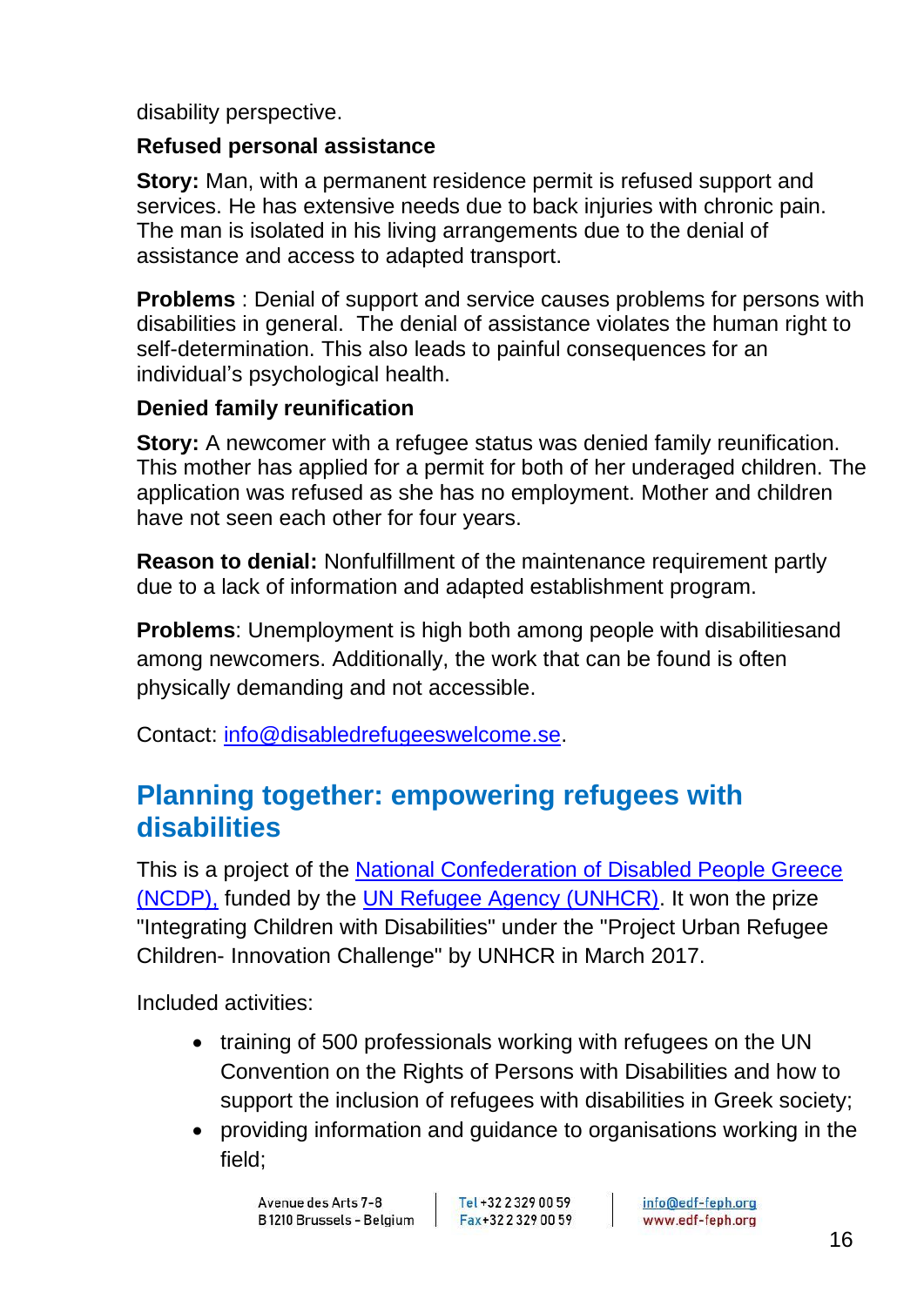disability perspective.

**Refused personal assistance**

**Story:** Man, with a permanent residence permit is refused support and services. He has extensive needs due to back injuries with chronic pain. The man is isolated in his living arrangements due to the denial of assistance and access to adapted transport.

**Problems** : Denial of support and service causes problems for persons with disabilities in general. The denial of assistance violates the human right to self-determination. This also leads to painful consequences for an individual's psychological health.

**Denied family reunification**

**Story:** A newcomer with a refugee status was denied family reunification. This mother has applied for a permit for both of her underaged children. The application was refused as she has no employment. Mother and children have not seen each other for four years.

**Reason to denial:** Nonfulfillment of the maintenance requirement partly due to a lack of information and adapted establishment program.

**Problems**: Unemployment is high both among people with disabilitiesand among newcomers. Additionally, the work that can be found is often physically demanding and not accessible.

Contact: info@disabledrefugeeswelcome.se.

## Planning together: empowering refugees with disabilities

This is a project of the National Confederation of Disabled People Greece (NCDP), funded by the UN Refugee Agency (UNHCR). It won the prize "Integrating Children with Disabilities" under the "Project Urban Refugee Children- Innovation Challenge" by UNHCR in March 2017.

Included activities:

- training of 500 professionals working with refugees on the UN Convention on the Rights of Persons with Disabilities and how to support the inclusion of refugees with disabilities in Greek society;
- providing information and guidance to organisations working in the field;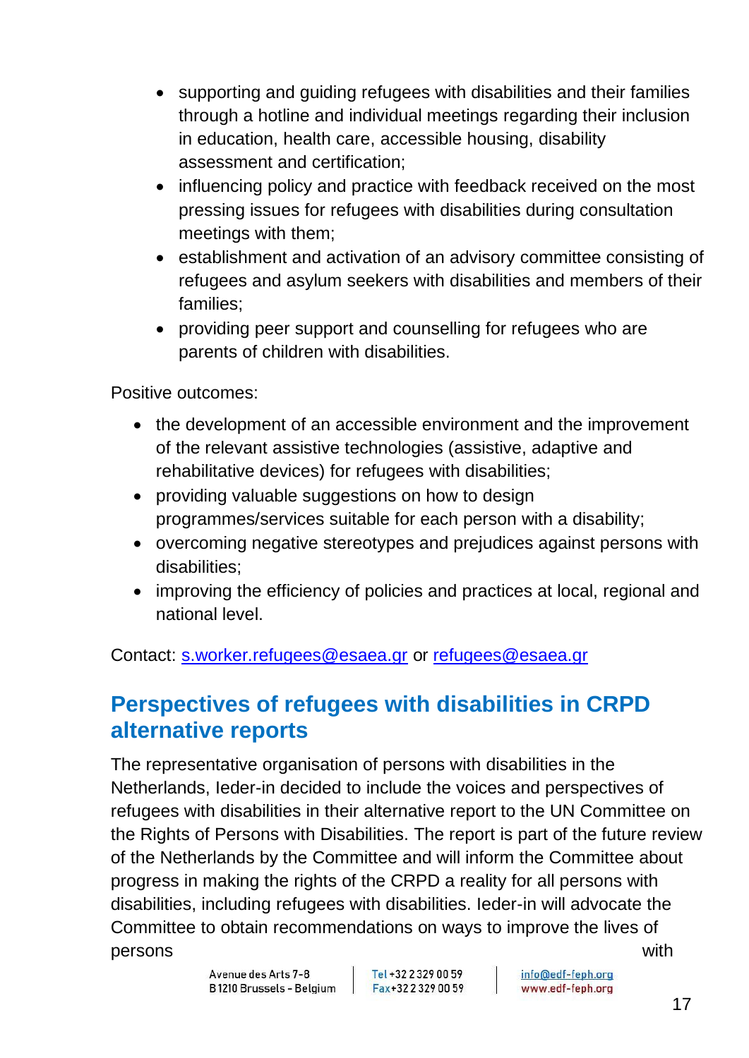- supporting and guiding refugees with disabilities and their families through a hotline and individual meetings regarding their inclusion in education, health care, accessible housing, disability assessment and certification;
- influencing policy and practice with feedback received on the most pressing issues for refugees with disabilities during consultation meetings with them;
- establishment and activation of an advisory committee consisting of refugees and asylum seekers with disabilities and members of their families;
- providing peer support and counselling for refugees who are parents of children with disabilities.

Positive outcomes:

- the development of an accessible environment and the improvement of the relevant assistive technologies (assistive, adaptive and rehabilitative devices) for refugees with disabilities;
- providing valuable suggestions on how to design programmes/services suitable for each person with a disability;
- overcoming negative stereotypes and prejudices against persons with disabilities;
- improving the efficiency of policies and practices at local, regional and national level.

Contact: s.worker.refugees@esaea.gr or refugees@esaea.gr

## Perspectives of refugees with disabilities in CRPD alternative reports

The representative organisation of persons with disabilities in the Netherlands, Ieder-in decided to include the voices and perspectives of refugees with disabilities in their alternative report to the UN Committee on the Rights of Persons with Disabilities. The report is part of the future review of the Netherlands by the Committee and will inform the Committee about progress in making the rights of the CRPD a reality for all persons with disabilities, including refugees with disabilities. Ieder-in will advocate the Committee to obtain recommendations on ways to improve the lives of persons with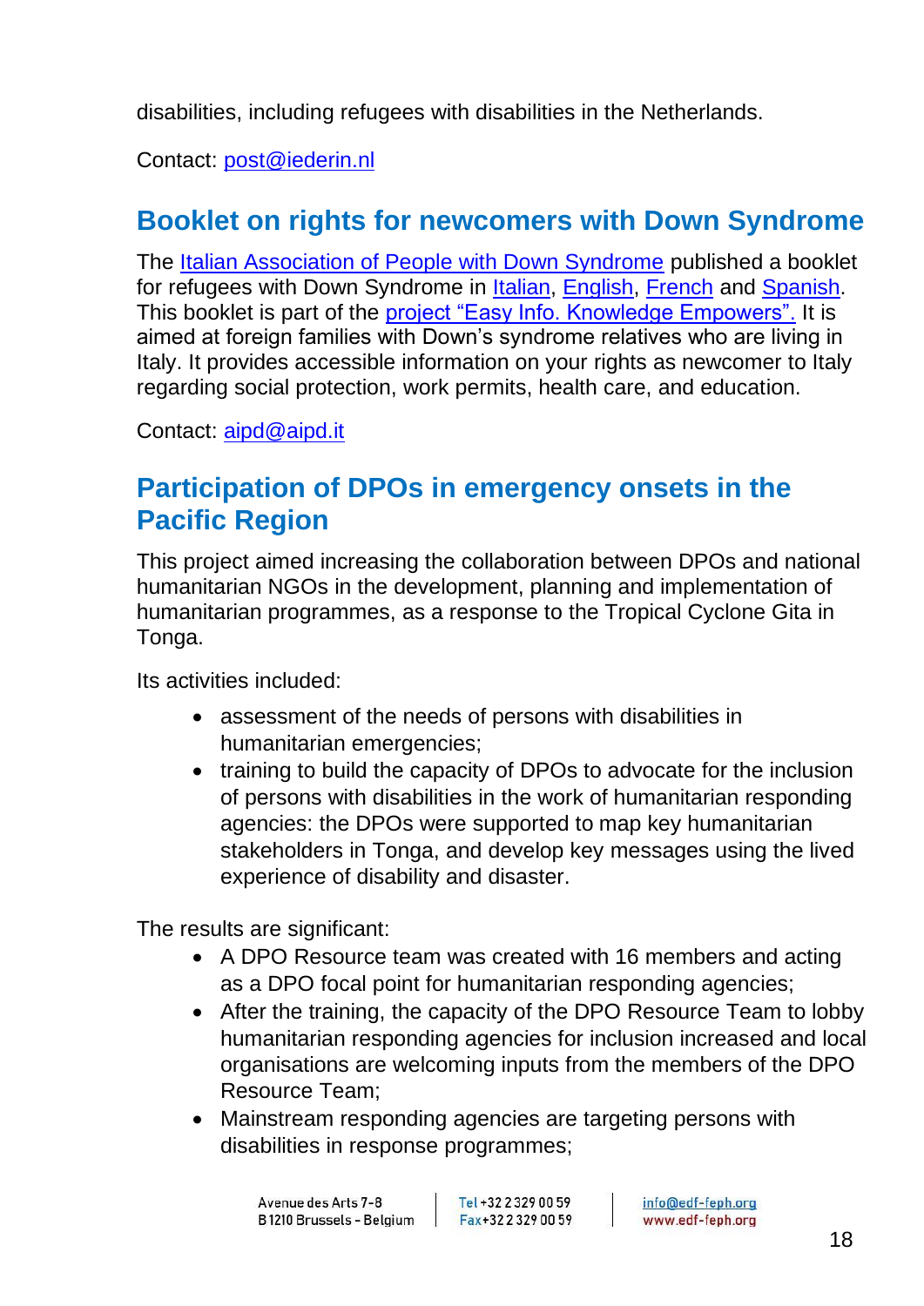disabilities, including refugees with disabilities in the Netherlands.

Contact: post@iederin.nl

## Booklet on rights for newcomers with Down Syndrome

The Italian Association of People with Down Syndrome published a booklet for refugees with Down Syndrome in Italian, English, French and Spanish. This booklet is part of the project "Easy Info. Knowledge Empowers". It is aimed at foreign families with Down's syndrome relatives who are living in Italy. It provides accessible information on your rights as newcomer to Italy regarding social protection, work permits, health care, and education.

Contact: aipd@aipd.it

## Participation of DPOs in emergency onsets in the Pacific Region

This project aimed increasing the collaboration between DPOs and national humanitarian NGOs in the development, planning and implementation of humanitarian programmes, as a response to the Tropical Cyclone Gita in Tonga.

Its activities included:

- assessment of the needs of persons with disabilities in humanitarian emergencies;
- training to build the capacity of DPOs to advocate for the inclusion of persons with disabilities in the work of humanitarian responding agencies: the DPOs were supported to map key humanitarian stakeholders in Tonga, and develop key messages using the lived experience of disability and disaster.

The results are significant:

- A DPO Resource team was created with 16 members and acting as a DPO focal point for humanitarian responding agencies;
- After the training, the capacity of the DPO Resource Team to lobby humanitarian responding agencies for inclusion increased and local organisations are welcoming inputs from the members of the DPO Resource Team;
- Mainstream responding agencies are targeting persons with disabilities in response programmes;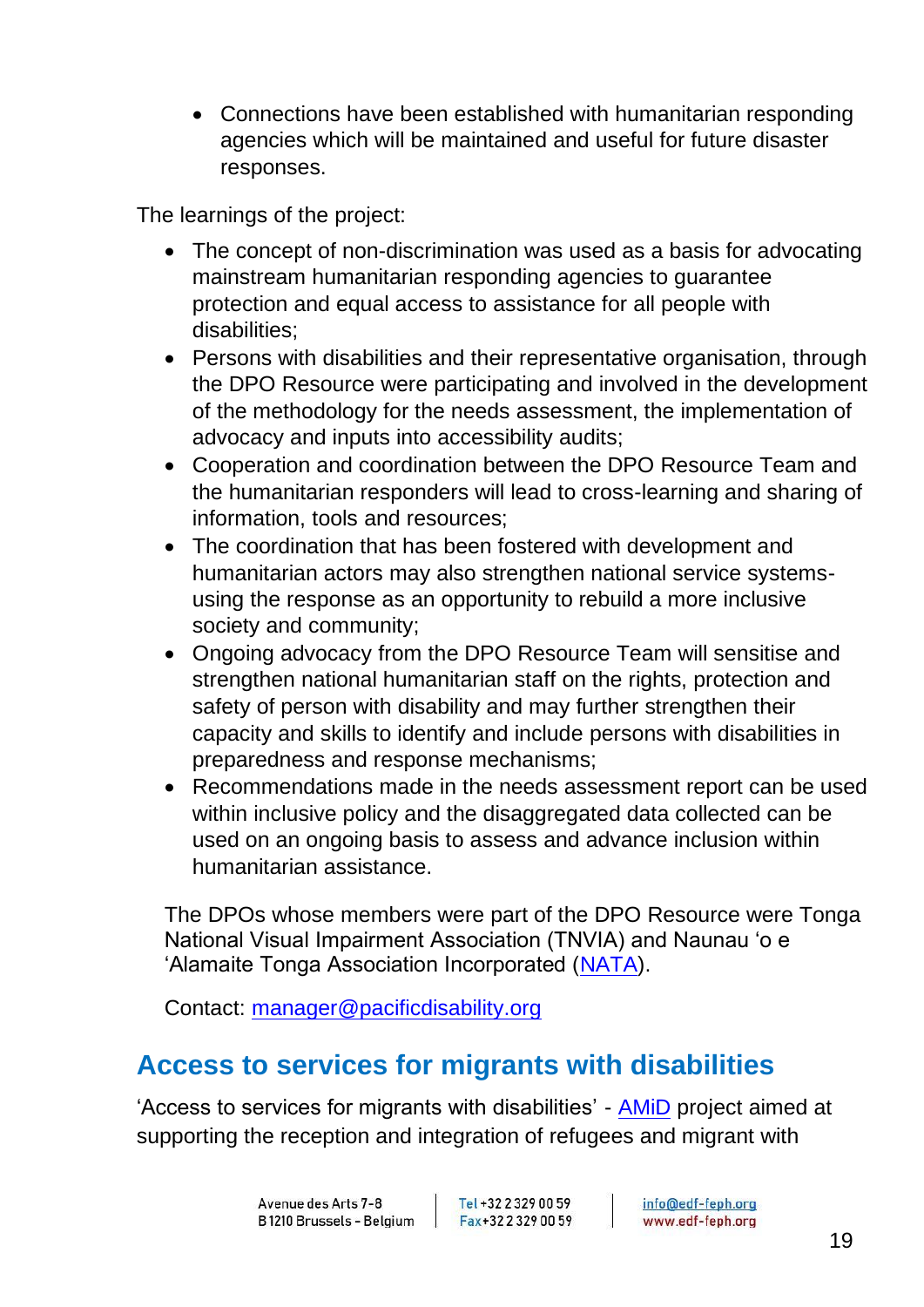- Connections have been established with humanitarian responding agencies which will be maintained and useful for future disaster responses.

The learnings of the project:

- The concept of non-discrimination was used as a basis for advocating mainstream humanitarian responding agencies to guarantee protection and equal access to assistance for all people with disabilities;
- Persons with disabilities and their representative organisation, through the DPO Resource were participating and involved in the development of the methodology for the needs assessment, the implementation of advocacy and inputs into accessibility audits;
- Cooperation and coordination between the DPO Resource Team and the humanitarian responders will lead to cross-learning and sharing of information, tools and resources;
- The coordination that has been fostered with development and humanitarian actors may also strengthen national service systems- using the response as an opportunity to rebuild a more inclusive society and community;
- Ongoing advocacy from the DPO Resource Team will sensitise and strengthen national humanitarian staff on the rights, protection and safety of person with disability and may further strengthen their capacity and skills to identify and include persons with disabilities in preparedness and response mechanisms;
- Recommendations made in the needs assessment report can be used within inclusive policy and the disaggregated data collected can be used on an ongoing basis to assess and advance inclusion within humanitarian assistance.

The DPOs whose members were part of the DPO Resource were Tonga National Visual Impairment Association (TNVIA) and Naunau ‘o e ‘Alamaite Tonga Association Incorporated (NATA).

Contact: manager@pacificdisability.org

## Access to services for migrants with disabilities

‘Access to services for migrants with disabilities’ - AMiD project aimed at supporting the reception and integration of refugees and migrant with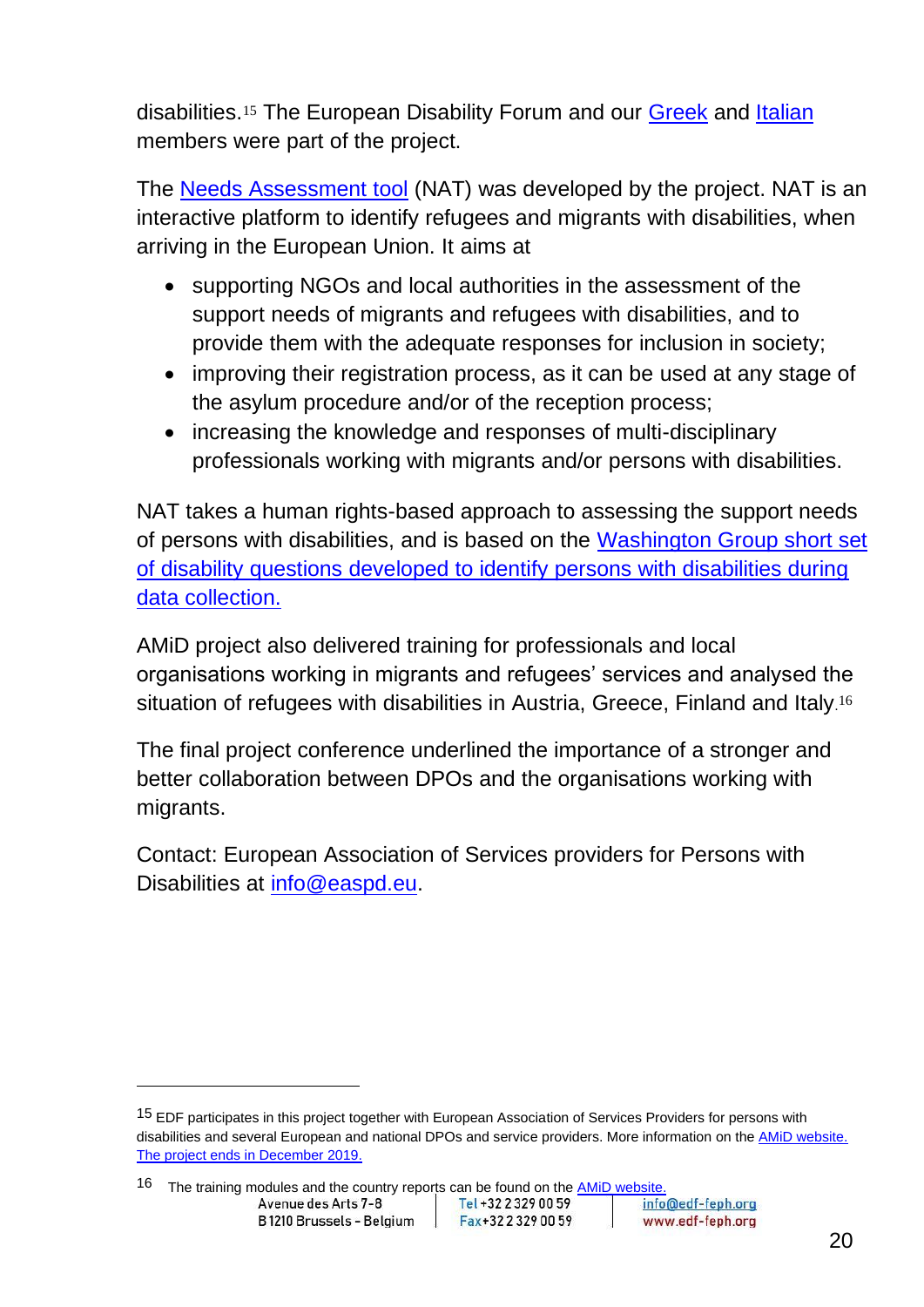disabilities.[15] The European Disability Forum and our Greek and Italian members were part of the project.

The Needs Assessment tool (NAT) was developed by the project. NAT is an interactive platform to identify refugees and migrants with disabilities, when arriving in the European Union. It aims at

- supporting NGOs and local authorities in the assessment of the support needs of migrants and refugees with disabilities, and to provide them with the adequate responses for inclusion in society;
- improving their registration process, as it can be used at any stage of the asylum procedure and/or of the reception process;
- increasing the knowledge and responses of multi-disciplinary professionals working with migrants and/or persons with disabilities.

NAT takes a human rights-based approach to assessing the support needs of persons with disabilities, and is based on the Washington Group short set of disability questions developed to identify persons with disabilities during data collection.

AMiD project also delivered training for professionals and local organisations working in migrants and refugees' services and analysed the situation of refugees with disabilities in Austria, Greece, Finland and Italy.[16]

The final project conference underlined the importance of a stronger and better collaboration between DPOs and the organisations working with migrants.

Contact: European Association of Services providers for Persons with Disabilities at info@easpd.eu.

---

[15] EDF participates in this project together with European Association of Services Providers for persons with disabilities and several European and national DPOs and service providers. More information on the AMiD website. The project ends in December 2019.

[16] The training modules and the country reports can be found on the AMiD website.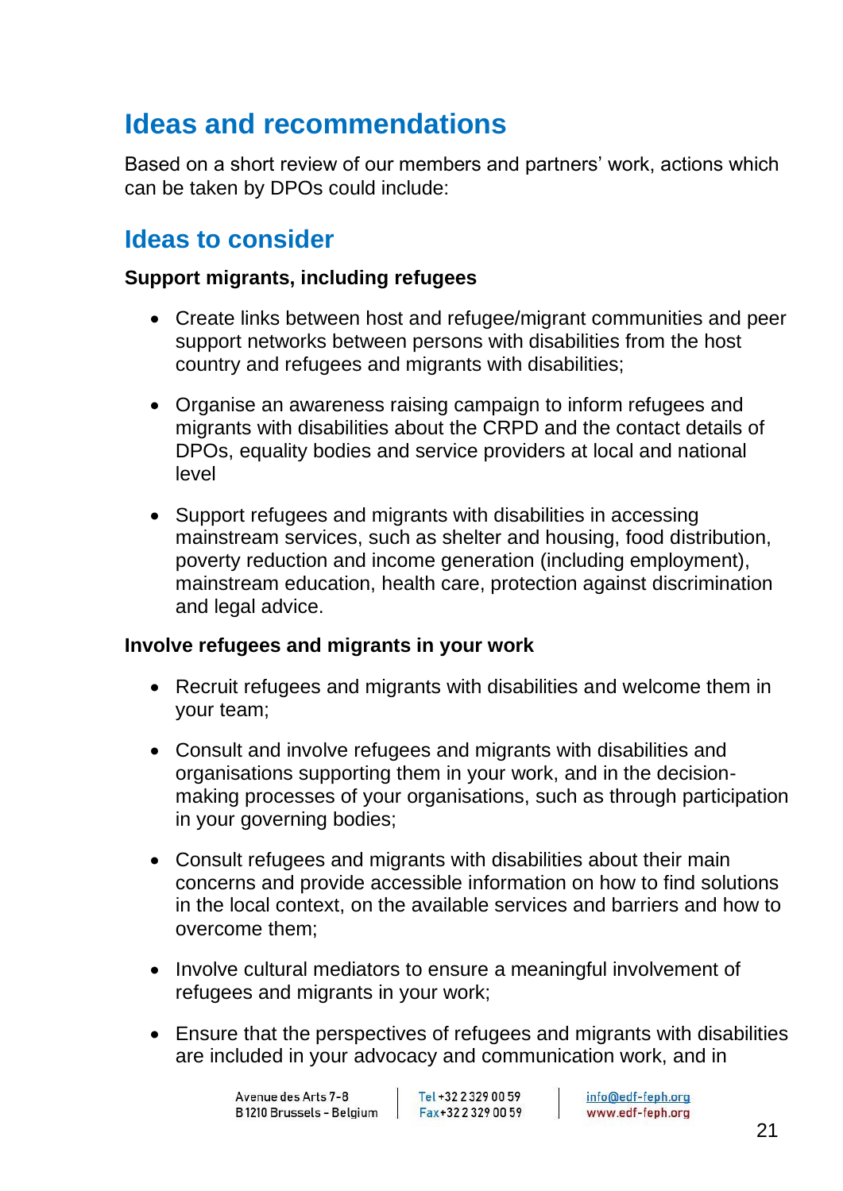## Ideas and recommendations

Based on a short review of our members and partners' work, actions which can be taken by DPOs could include:

## Ideas to consider

**Support migrants, including refugees**

- Create links between host and refugee/migrant communities and peer support networks between persons with disabilities from the host country and refugees and migrants with disabilities;

- Organise an awareness raising campaign to inform refugees and migrants with disabilities about the CRPD and the contact details of DPOs, equality bodies and service providers at local and national level

- Support refugees and migrants with disabilities in accessing mainstream services, such as shelter and housing, food distribution, poverty reduction and income generation (including employment), mainstream education, health care, protection against discrimination and legal advice.

**Involve refugees and migrants in your work**

- Recruit refugees and migrants with disabilities and welcome them in your team;

- Consult and involve refugees and migrants with disabilities and organisations supporting them in your work, and in the decision-making processes of your organisations, such as through participation in your governing bodies;

- Consult refugees and migrants with disabilities about their main concerns and provide accessible information on how to find solutions in the local context, on the available services and barriers and how to overcome them;

- Involve cultural mediators to ensure a meaningful involvement of refugees and migrants in your work;

- Ensure that the perspectives of refugees and migrants with disabilities are included in your advocacy and communication work, and in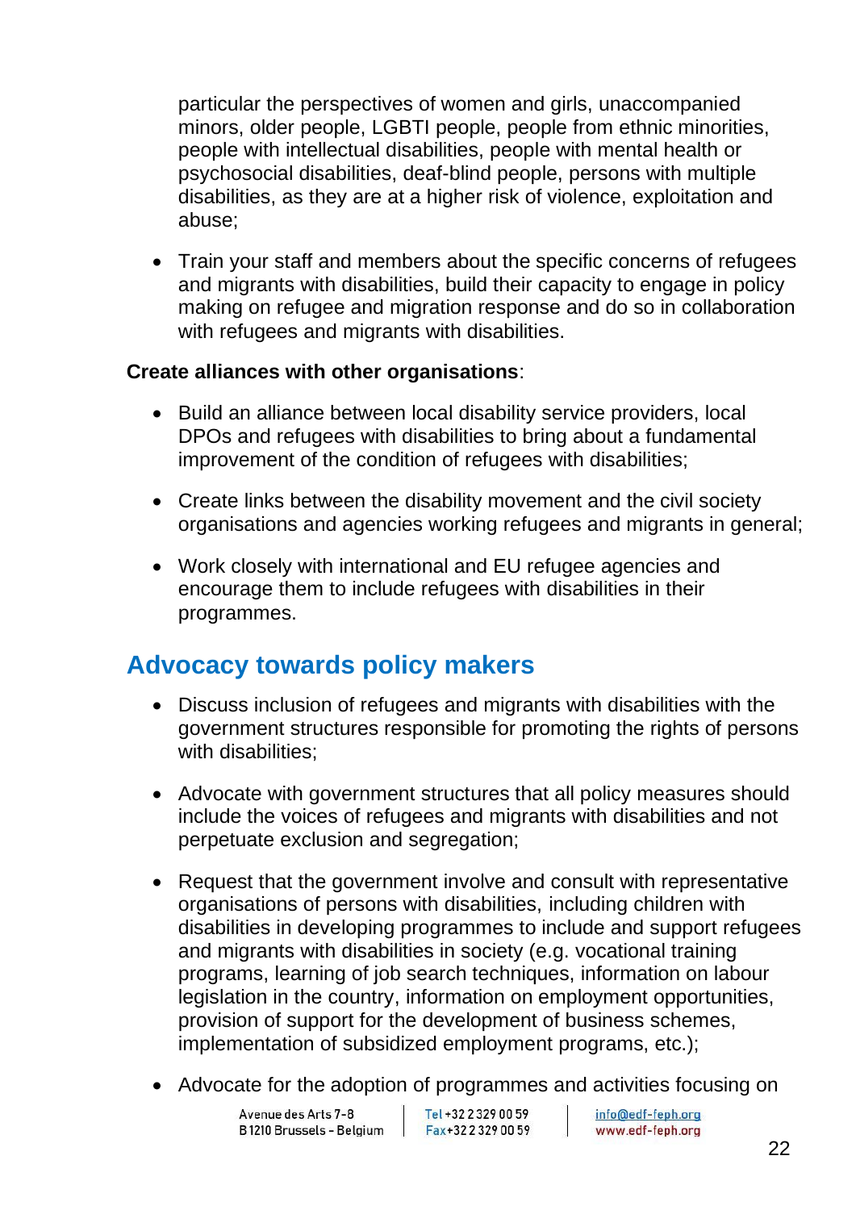particular the perspectives of women and girls, unaccompanied minors, older people, LGBTI people, people from ethnic minorities, people with intellectual disabilities, people with mental health or psychosocial disabilities, deaf-blind people, persons with multiple disabilities, as they are at a higher risk of violence, exploitation and abuse;

- Train your staff and members about the specific concerns of refugees and migrants with disabilities, build their capacity to engage in policy making on refugee and migration response and do so in collaboration with refugees and migrants with disabilities.

**Create alliances with other organisations**:

- Build an alliance between local disability service providers, local DPOs and refugees with disabilities to bring about a fundamental improvement of the condition of refugees with disabilities;
- Create links between the disability movement and the civil society organisations and agencies working refugees and migrants in general;
- Work closely with international and EU refugee agencies and encourage them to include refugees with disabilities in their programmes.

## Advocacy towards policy makers

- Discuss inclusion of refugees and migrants with disabilities with the government structures responsible for promoting the rights of persons with disabilities;
- Advocate with government structures that all policy measures should include the voices of refugees and migrants with disabilities and not perpetuate exclusion and segregation;
- Request that the government involve and consult with representative organisations of persons with disabilities, including children with disabilities in developing programmes to include and support refugees and migrants with disabilities in society (e.g. vocational training programs, learning of job search techniques, information on labour legislation in the country, information on employment opportunities, provision of support for the development of business schemes, implementation of subsidized employment programs, etc.);
- Advocate for the adoption of programmes and activities focusing on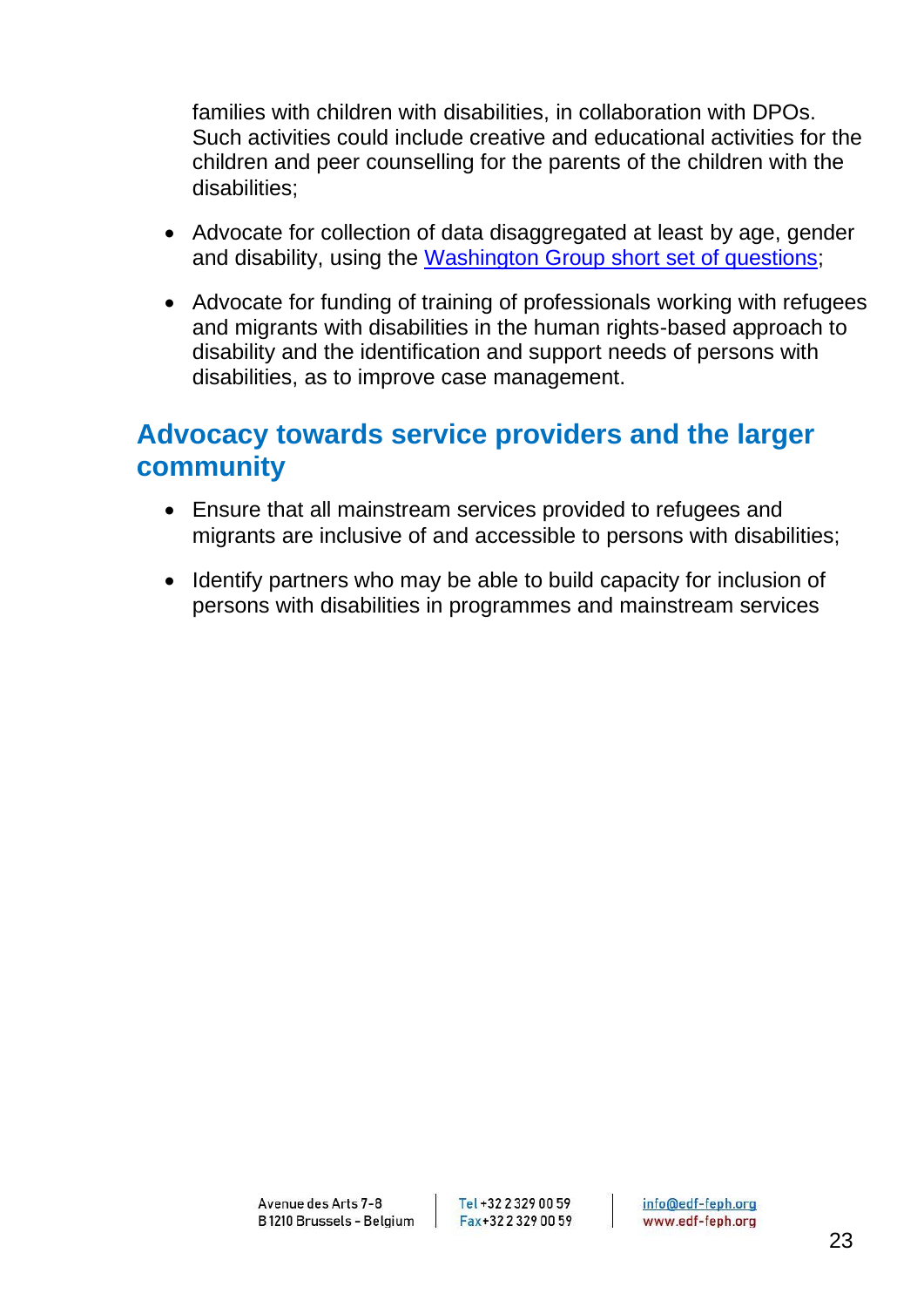families with children with disabilities, in collaboration with DPOs. Such activities could include creative and educational activities for the children and peer counselling for the parents of the children with the disabilities;

- Advocate for collection of data disaggregated at least by age, gender and disability, using the Washington Group short set of questions;
- Advocate for funding of training of professionals working with refugees and migrants with disabilities in the human rights-based approach to disability and the identification and support needs of persons with disabilities, as to improve case management.

## Advocacy towards service providers and the larger community

- Ensure that all mainstream services provided to refugees and migrants are inclusive of and accessible to persons with disabilities;
- Identify partners who may be able to build capacity for inclusion of persons with disabilities in programmes and mainstream services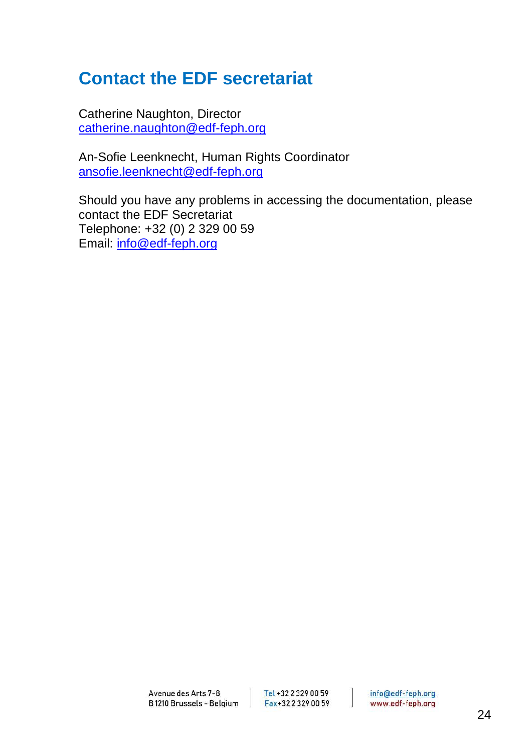## Contact the EDF secretariat

Catherine Naughton, Director
catherine.naughton@edf-feph.org

An-Sofie Leenknecht, Human Rights Coordinator
ansofie.leenknecht@edf-feph.org

Should you have any problems in accessing the documentation, please contact the EDF Secretariat
Telephone: +32 (0) 2 329 00 59
Email: info@edf-feph.org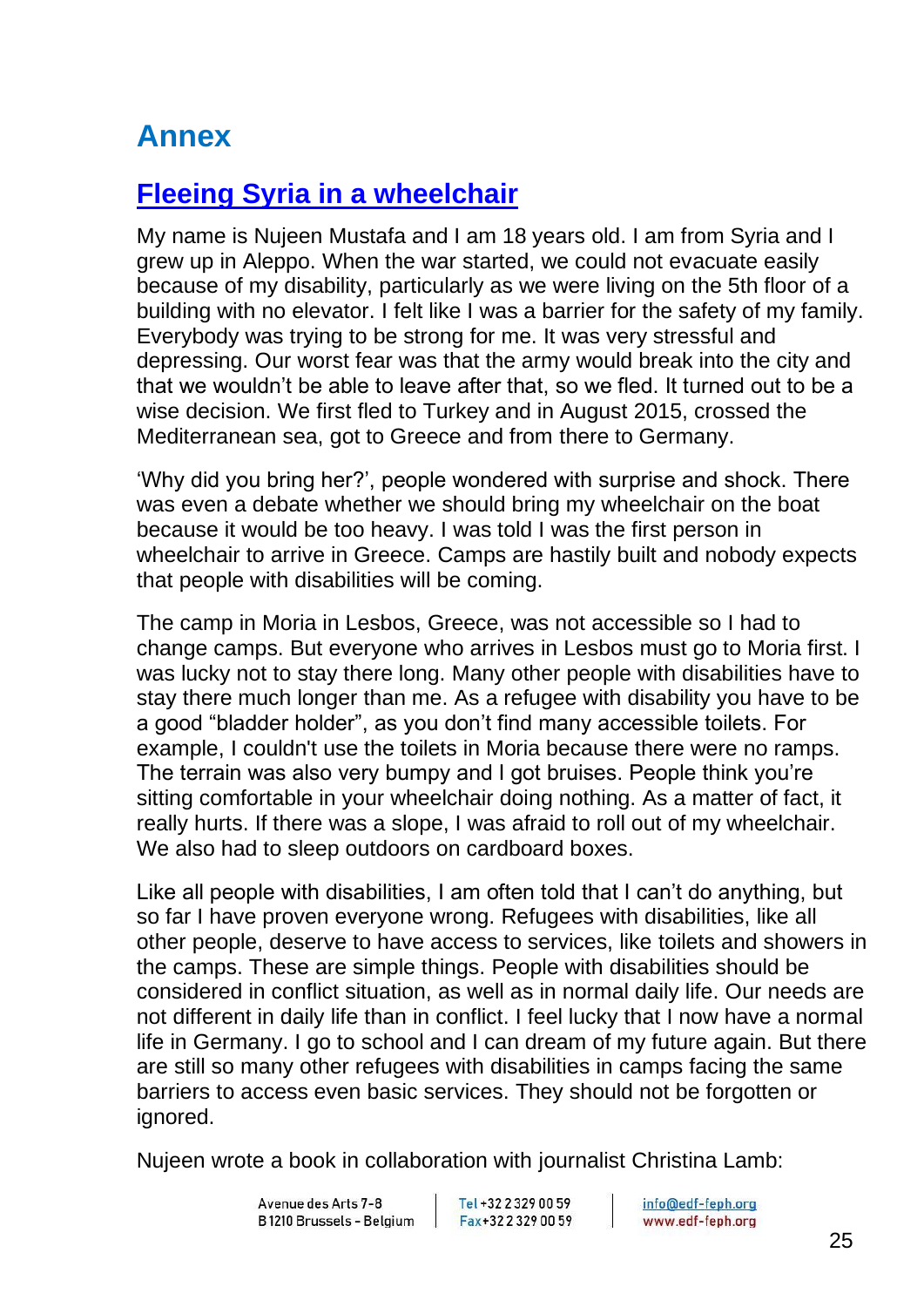# Annex

## Fleeing Syria in a wheelchair

My name is Nujeen Mustafa and I am 18 years old. I am from Syria and I grew up in Aleppo. When the war started, we could not evacuate easily because of my disability, particularly as we were living on the 5th floor of a building with no elevator. I felt like I was a barrier for the safety of my family. Everybody was trying to be strong for me. It was very stressful and depressing. Our worst fear was that the army would break into the city and that we wouldn't be able to leave after that, so we fled. It turned out to be a wise decision. We first fled to Turkey and in August 2015, crossed the Mediterranean sea, got to Greece and from there to Germany.

'Why did you bring her?', people wondered with surprise and shock. There was even a debate whether we should bring my wheelchair on the boat because it would be too heavy. I was told I was the first person in wheelchair to arrive in Greece. Camps are hastily built and nobody expects that people with disabilities will be coming.

The camp in Moria in Lesbos, Greece, was not accessible so I had to change camps. But everyone who arrives in Lesbos must go to Moria first. I was lucky not to stay there long. Many other people with disabilities have to stay there much longer than me. As a refugee with disability you have to be a good "bladder holder", as you don't find many accessible toilets. For example, I couldn't use the toilets in Moria because there were no ramps. The terrain was also very bumpy and I got bruises. People think you're sitting comfortable in your wheelchair doing nothing. As a matter of fact, it really hurts. If there was a slope, I was afraid to roll out of my wheelchair. We also had to sleep outdoors on cardboard boxes.

Like all people with disabilities, I am often told that I can't do anything, but so far I have proven everyone wrong. Refugees with disabilities, like all other people, deserve to have access to services, like toilets and showers in the camps. These are simple things. People with disabilities should be considered in conflict situation, as well as in normal daily life. Our needs are not different in daily life than in conflict. I feel lucky that I now have a normal life in Germany. I go to school and I can dream of my future again. But there are still so many other refugees with disabilities in camps facing the same barriers to access even basic services. They should not be forgotten or ignored.

Nujeen wrote a book in collaboration with journalist Christina Lamb: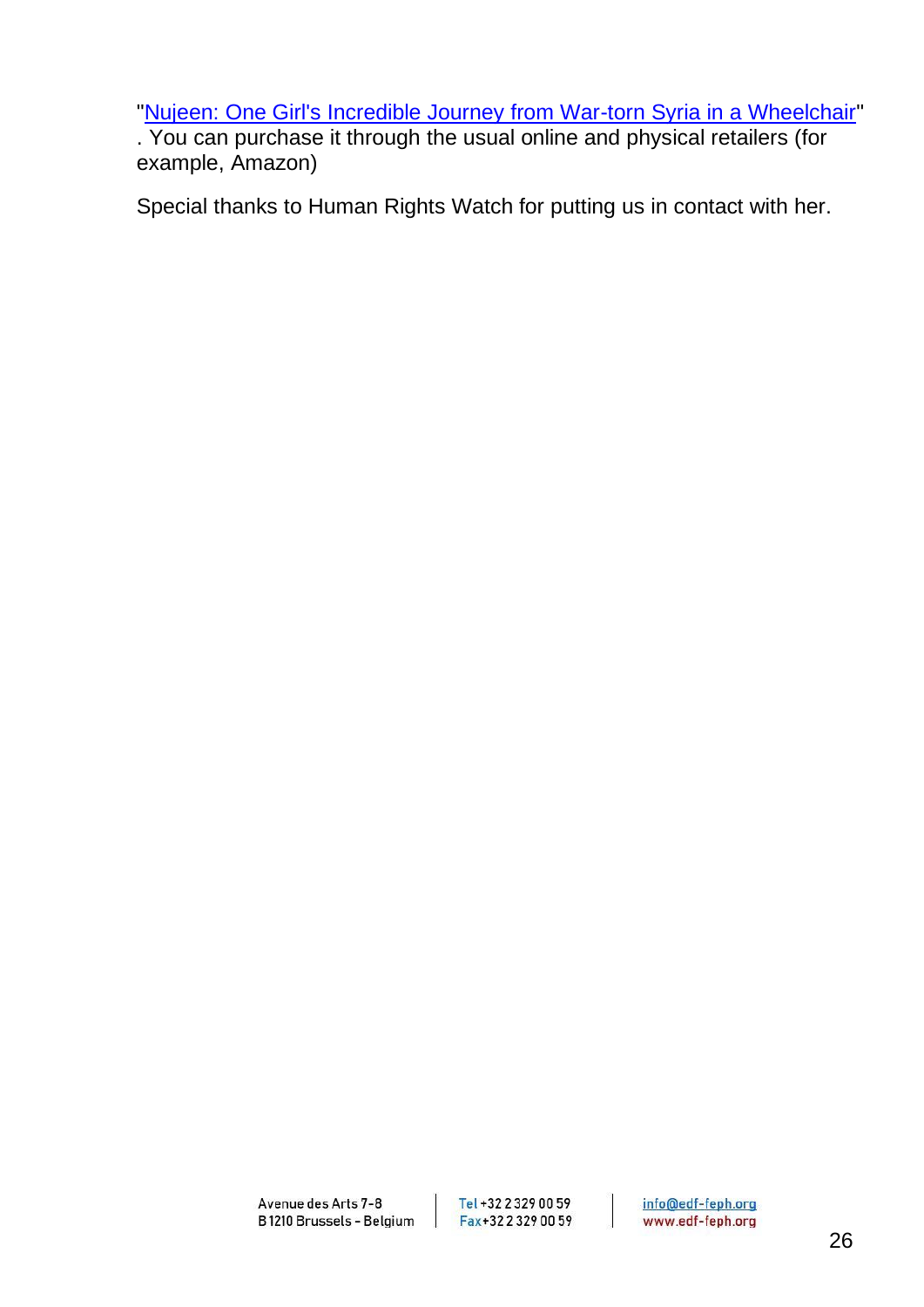"[Nujeen: One Girl's Incredible Journey from War-torn Syria in a Wheelchair]" . You can purchase it through the usual online and physical retailers (for example, Amazon)

Special thanks to Human Rights Watch for putting us in contact with her.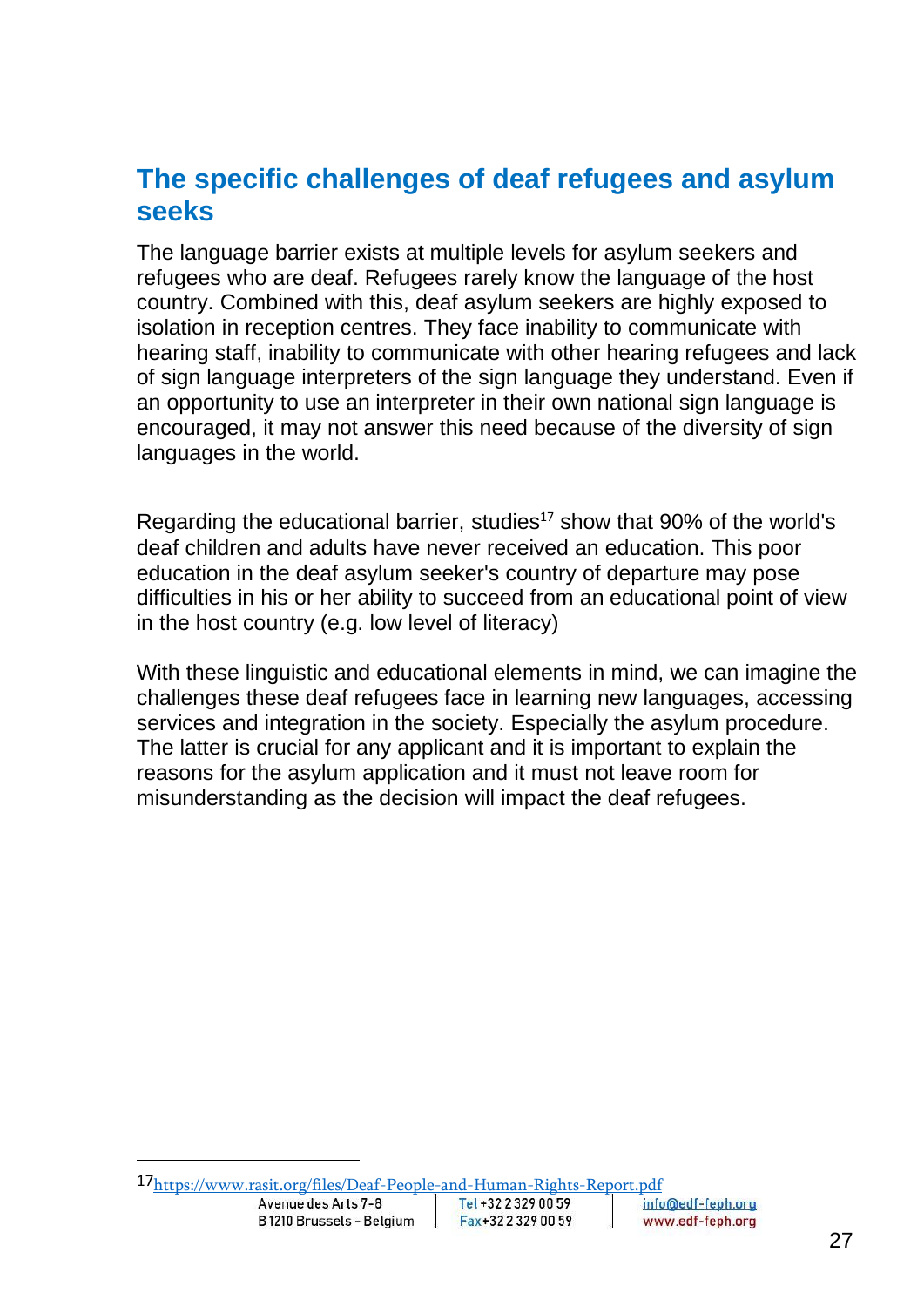## The specific challenges of deaf refugees and asylum seeks

The language barrier exists at multiple levels for asylum seekers and refugees who are deaf. Refugees rarely know the language of the host country. Combined with this, deaf asylum seekers are highly exposed to isolation in reception centres. They face inability to communicate with hearing staff, inability to communicate with other hearing refugees and lack of sign language interpreters of the sign language they understand. Even if an opportunity to use an interpreter in their own national sign language is encouraged, it may not answer this need because of the diversity of sign languages in the world.

Regarding the educational barrier, studies[17] show that 90% of the world's deaf children and adults have never received an education. This poor education in the deaf asylum seeker's country of departure may pose difficulties in his or her ability to succeed from an educational point of view in the host country (e.g. low level of literacy)

With these linguistic and educational elements in mind, we can imagine the challenges these deaf refugees face in learning new languages, accessing services and integration in the society. Especially the asylum procedure. The latter is crucial for any applicant and it is important to explain the reasons for the asylum application and it must not leave room for misunderstanding as the decision will impact the deaf refugees.

[17] https://www.rasit.org/files/Deaf-People-and-Human-Rights-Report.pdf